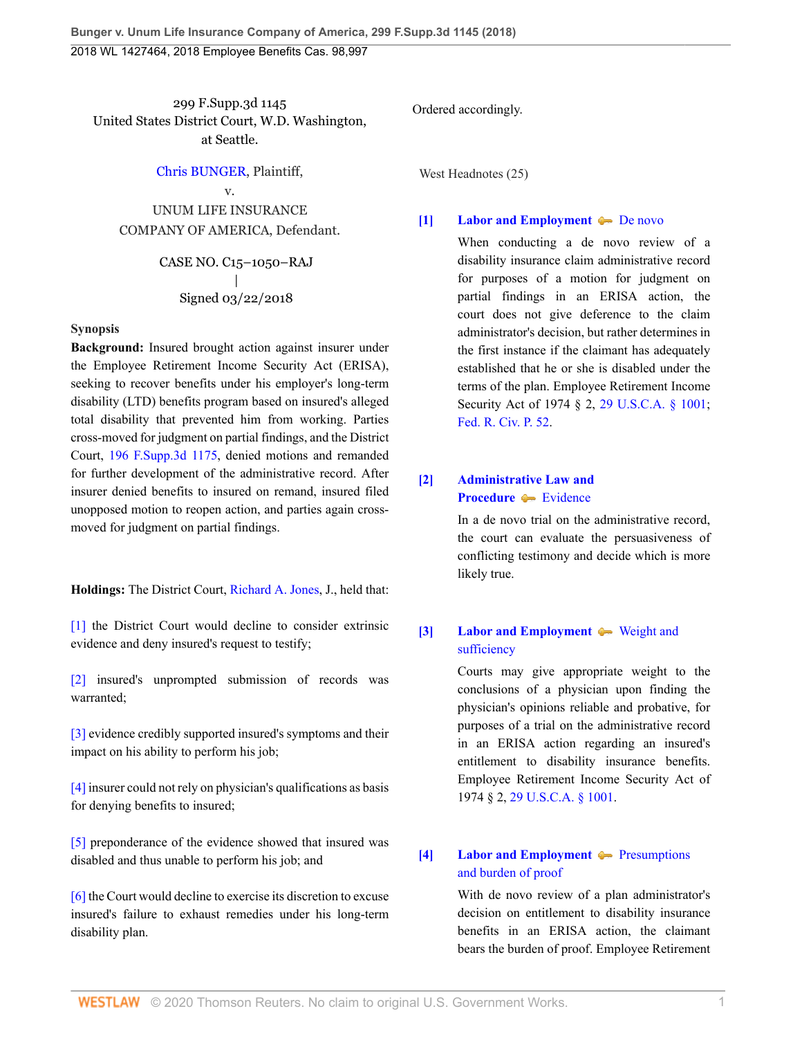299 F.Supp.3d 1145
United States District Court, W.D. Washington, at Seattle.

Chris BUNGER, Plaintiff,
v.
UNUM LIFE INSURANCE COMPANY OF AMERICA, Defendant.

CASE NO. C15–1050–RAJ
|
Signed 03/22/2018

**Synopsis**

**Background:** Insured brought action against insurer under the Employee Retirement Income Security Act (ERISA), seeking to recover benefits under his employer's long-term disability (LTD) benefits program based on insured's alleged total disability that prevented him from working. Parties cross-moved for judgment on partial findings, and the District Court, 196 F.Supp.3d 1175, denied motions and remanded for further development of the administrative record. After insurer denied benefits to insured on remand, insured filed unopposed motion to reopen action, and parties again cross-moved for judgment on partial findings.

**Holdings:** The District Court, Richard A. Jones, J., held that:

[1] the District Court would decline to consider extrinsic evidence and deny insured's request to testify;

[2] insured's unprompted submission of records was warranted;

[3] evidence credibly supported insured's symptoms and their impact on his ability to perform his job;

[4] insurer could not rely on physician's qualifications as basis for denying benefits to insured;

[5] preponderance of the evidence showed that insured was disabled and thus unable to perform his job; and

[6] the Court would decline to exercise its discretion to excuse insured's failure to exhaust remedies under his long-term disability plan.

Ordered accordingly.

West Headnotes (25)

**[1] Labor and Employment** — De novo

When conducting a de novo review of a disability insurance claim administrative record for purposes of a motion for judgment on partial findings in an ERISA action, the court does not give deference to the claim administrator's decision, but rather determines in the first instance if the claimant has adequately established that he or she is disabled under the terms of the plan. Employee Retirement Income Security Act of 1974 § 2, 29 U.S.C.A. § 1001; Fed. R. Civ. P. 52.

**[2] Administrative Law and Procedure** — Evidence

In a de novo trial on the administrative record, the court can evaluate the persuasiveness of conflicting testimony and decide which is more likely true.

**[3] Labor and Employment** — Weight and sufficiency

Courts may give appropriate weight to the conclusions of a physician upon finding the physician's opinions reliable and probative, for purposes of a trial on the administrative record in an ERISA action regarding an insured's entitlement to disability insurance benefits. Employee Retirement Income Security Act of 1974 § 2, 29 U.S.C.A. § 1001.

**[4] Labor and Employment** — Presumptions and burden of proof

With de novo review of a plan administrator's decision on entitlement to disability insurance benefits in an ERISA action, the claimant bears the burden of proof. Employee Retirement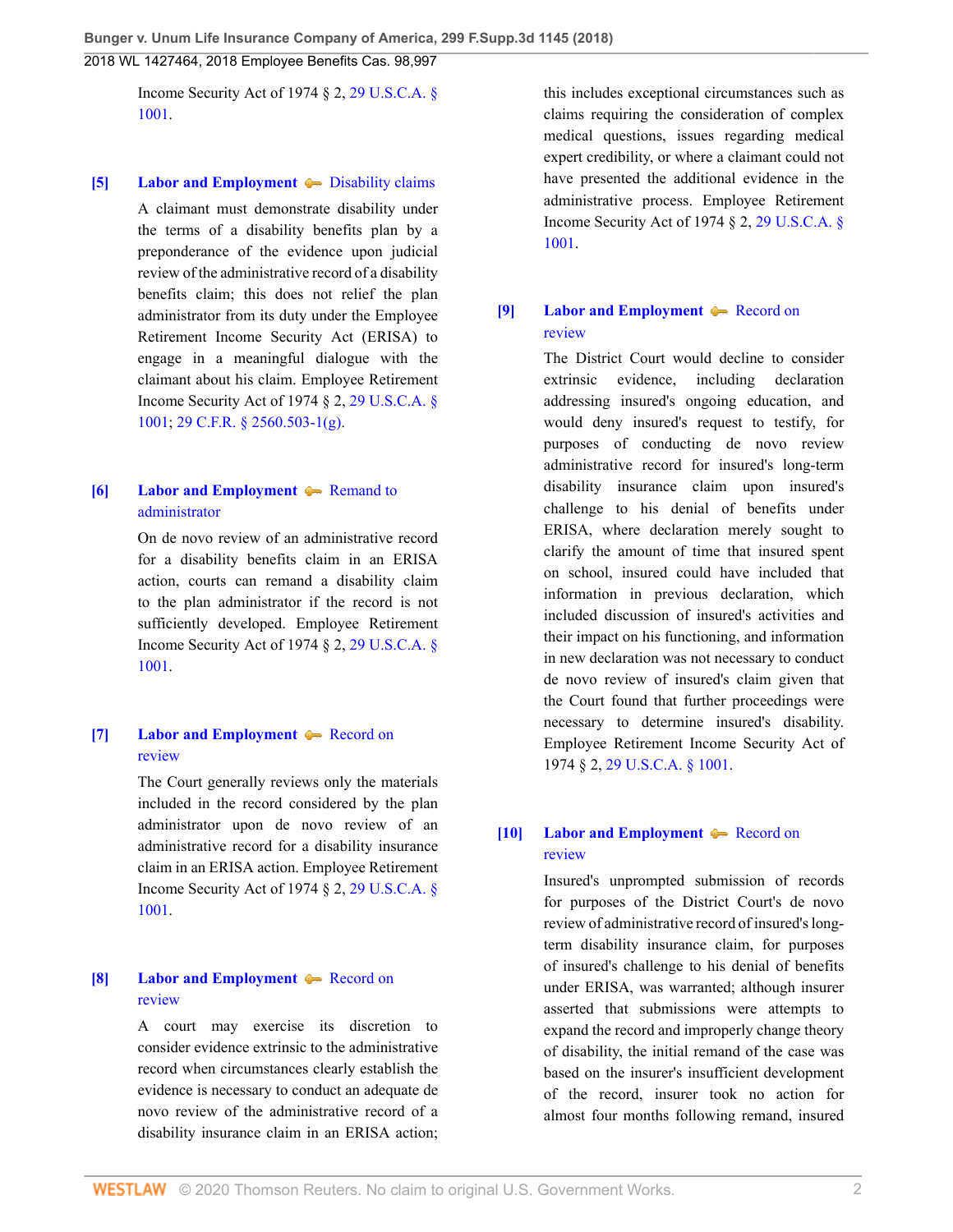Income Security Act of 1974 § 2, 29 U.S.C.A. § 1001.

**[5]** **Labor and Employment** Disability claims

A claimant must demonstrate disability under the terms of a disability benefits plan by a preponderance of the evidence upon judicial review of the administrative record of a disability benefits claim; this does not relief the plan administrator from its duty under the Employee Retirement Income Security Act (ERISA) to engage in a meaningful dialogue with the claimant about his claim. Employee Retirement Income Security Act of 1974 § 2, 29 U.S.C.A. § 1001; 29 C.F.R. § 2560.503-1(g).

**[6]** **Labor and Employment** Remand to administrator

On de novo review of an administrative record for a disability benefits claim in an ERISA action, courts can remand a disability claim to the plan administrator if the record is not sufficiently developed. Employee Retirement Income Security Act of 1974 § 2, 29 U.S.C.A. § 1001.

**[7]** **Labor and Employment** Record on review

The Court generally reviews only the materials included in the record considered by the plan administrator upon de novo review of an administrative record for a disability insurance claim in an ERISA action. Employee Retirement Income Security Act of 1974 § 2, 29 U.S.C.A. § 1001.

**[8]** **Labor and Employment** Record on review

A court may exercise its discretion to consider evidence extrinsic to the administrative record when circumstances clearly establish the evidence is necessary to conduct an adequate de novo review of the administrative record of a disability insurance claim in an ERISA action; this includes exceptional circumstances such as claims requiring the consideration of complex medical questions, issues regarding medical expert credibility, or where a claimant could not have presented the additional evidence in the administrative process. Employee Retirement Income Security Act of 1974 § 2, 29 U.S.C.A. § 1001.

**[9]** **Labor and Employment** Record on review

The District Court would decline to consider extrinsic evidence, including declaration addressing insured's ongoing education, and would deny insured's request to testify, for purposes of conducting de novo review administrative record for insured's long-term disability insurance claim upon insured's challenge to his denial of benefits under ERISA, where declaration merely sought to clarify the amount of time that insured spent on school, insured could have included that information in previous declaration, which included discussion of insured's activities and their impact on his functioning, and information in new declaration was not necessary to conduct de novo review of insured's claim given that the Court found that further proceedings were necessary to determine insured's disability. Employee Retirement Income Security Act of 1974 § 2, 29 U.S.C.A. § 1001.

**[10]** **Labor and Employment** Record on review

Insured's unprompted submission of records for purposes of the District Court's de novo review of administrative record of insured's long-term disability insurance claim, for purposes of insured's challenge to his denial of benefits under ERISA, was warranted; although insurer asserted that submissions were attempts to expand the record and improperly change theory of disability, the initial remand of the case was based on the insurer's insufficient development of the record, insurer took no action for almost four months following remand, insured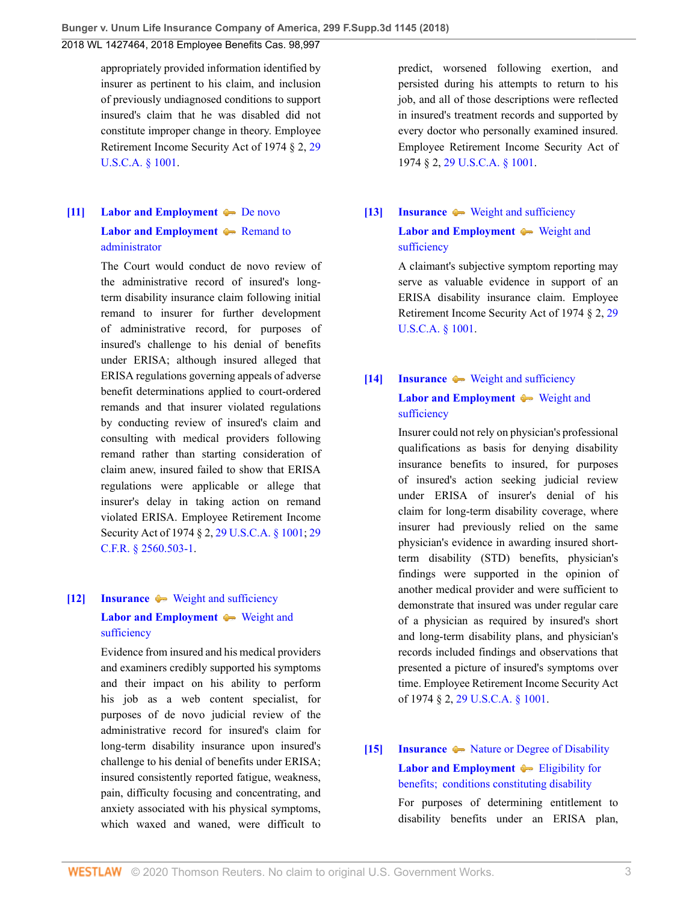appropriately provided information identified by insurer as pertinent to his claim, and inclusion of previously undiagnosed conditions to support insured's claim that he was disabled did not constitute improper change in theory. Employee Retirement Income Security Act of 1974 § 2, 29 U.S.C.A. § 1001.

**[11]** **Labor and Employment** — De novo

**Labor and Employment** — Remand to administrator

The Court would conduct de novo review of the administrative record of insured's long-term disability insurance claim following initial remand to insurer for further development of administrative record, for purposes of insured's challenge to his denial of benefits under ERISA; although insured alleged that ERISA regulations governing appeals of adverse benefit determinations applied to court-ordered remands and that insurer violated regulations by conducting review of insured's claim and consulting with medical providers following remand rather than starting consideration of claim anew, insured failed to show that ERISA regulations were applicable or allege that insurer's delay in taking action on remand violated ERISA. Employee Retirement Income Security Act of 1974 § 2, 29 U.S.C.A. § 1001; 29 C.F.R. § 2560.503-1.

**[12]** **Insurance** — Weight and sufficiency

**Labor and Employment** — Weight and sufficiency

Evidence from insured and his medical providers and examiners credibly supported his symptoms and their impact on his ability to perform his job as a web content specialist, for purposes of de novo judicial review of the administrative record for insured's claim for long-term disability insurance upon insured's challenge to his denial of benefits under ERISA; insured consistently reported fatigue, weakness, pain, difficulty focusing and concentrating, and anxiety associated with his physical symptoms, which waxed and waned, were difficult to predict, worsened following exertion, and persisted during his attempts to return to his job, and all of those descriptions were reflected in insured's treatment records and supported by every doctor who personally examined insured. Employee Retirement Income Security Act of 1974 § 2, 29 U.S.C.A. § 1001.

**[13]** **Insurance** — Weight and sufficiency

**Labor and Employment** — Weight and sufficiency

A claimant's subjective symptom reporting may serve as valuable evidence in support of an ERISA disability insurance claim. Employee Retirement Income Security Act of 1974 § 2, 29 U.S.C.A. § 1001.

**[14]** **Insurance** — Weight and sufficiency

**Labor and Employment** — Weight and sufficiency

Insurer could not rely on physician's professional qualifications as basis for denying disability insurance benefits to insured, for purposes of insured's action seeking judicial review under ERISA of insurer's denial of his claim for long-term disability coverage, where insurer had previously relied on the same physician's evidence in awarding insured short-term disability (STD) benefits, physician's findings were supported in the opinion of another medical provider and were sufficient to demonstrate that insured was under regular care of a physician as required by insured's short and long-term disability plans, and physician's records included findings and observations that presented a picture of insured's symptoms over time. Employee Retirement Income Security Act of 1974 § 2, 29 U.S.C.A. § 1001.

**[15]** **Insurance** — Nature or Degree of Disability

**Labor and Employment** — Eligibility for benefits; conditions constituting disability

For purposes of determining entitlement to disability benefits under an ERISA plan,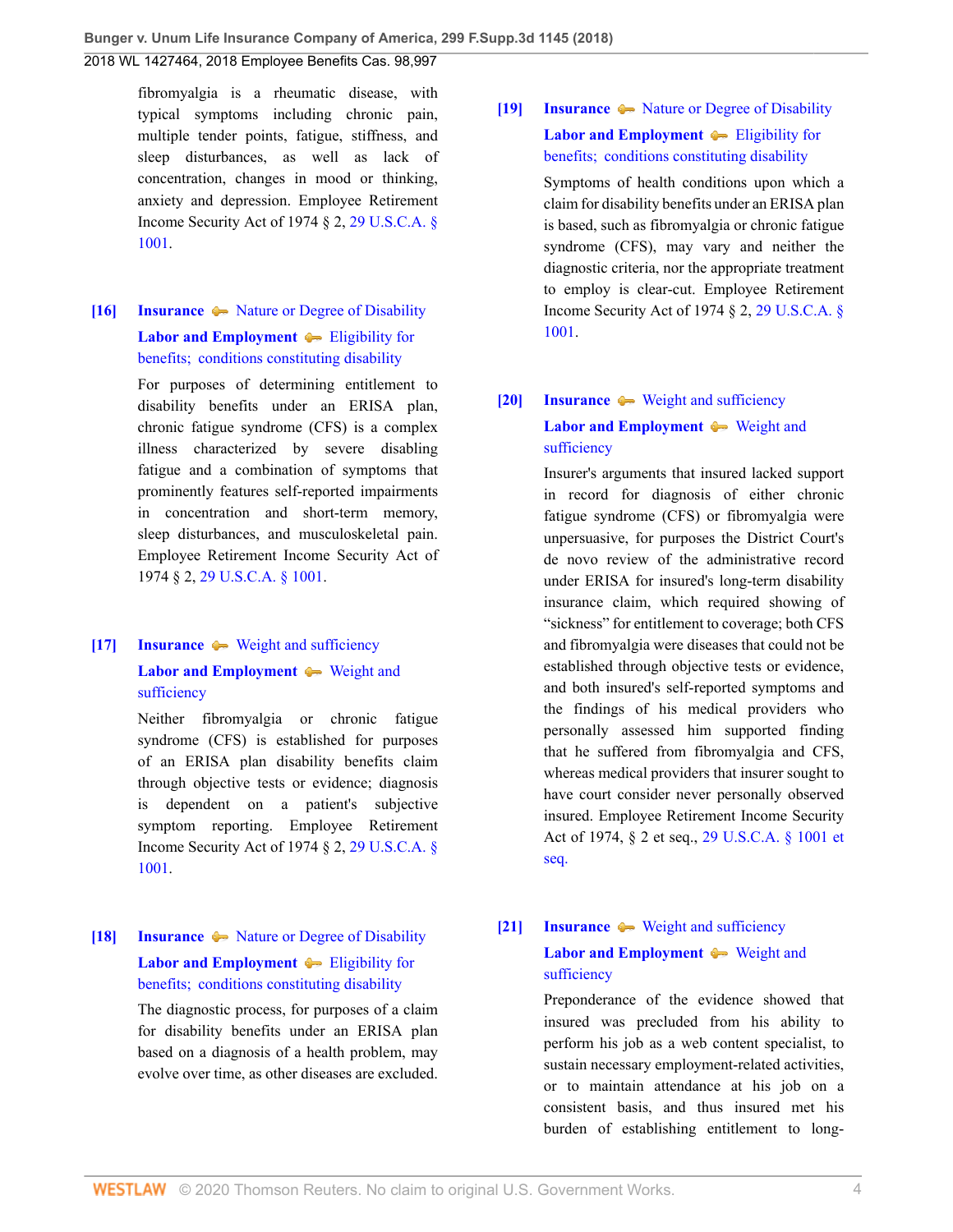fibromyalgia is a rheumatic disease, with typical symptoms including chronic pain, multiple tender points, fatigue, stiffness, and sleep disturbances, as well as lack of concentration, changes in mood or thinking, anxiety and depression. Employee Retirement Income Security Act of 1974 § 2, 29 U.S.C.A. § 1001.

[16] **Insurance** ⊶ Nature or Degree of Disability
**Labor and Employment** ⊶ Eligibility for benefits; conditions constituting disability

For purposes of determining entitlement to disability benefits under an ERISA plan, chronic fatigue syndrome (CFS) is a complex illness characterized by severe disabling fatigue and a combination of symptoms that prominently features self-reported impairments in concentration and short-term memory, sleep disturbances, and musculoskeletal pain. Employee Retirement Income Security Act of 1974 § 2, 29 U.S.C.A. § 1001.

[17] **Insurance** ⊶ Weight and sufficiency
**Labor and Employment** ⊶ Weight and sufficiency

Neither fibromyalgia or chronic fatigue syndrome (CFS) is established for purposes of an ERISA plan disability benefits claim through objective tests or evidence; diagnosis is dependent on a patient's subjective symptom reporting. Employee Retirement Income Security Act of 1974 § 2, 29 U.S.C.A. § 1001.

[18] **Insurance** ⊶ Nature or Degree of Disability
**Labor and Employment** ⊶ Eligibility for benefits; conditions constituting disability

The diagnostic process, for purposes of a claim for disability benefits under an ERISA plan based on a diagnosis of a health problem, may evolve over time, as other diseases are excluded.

[19] **Insurance** ⊶ Nature or Degree of Disability
**Labor and Employment** ⊶ Eligibility for benefits; conditions constituting disability

Symptoms of health conditions upon which a claim for disability benefits under an ERISA plan is based, such as fibromyalgia or chronic fatigue syndrome (CFS), may vary and neither the diagnostic criteria, nor the appropriate treatment to employ is clear-cut. Employee Retirement Income Security Act of 1974 § 2, 29 U.S.C.A. § 1001.

[20] **Insurance** ⊶ Weight and sufficiency
**Labor and Employment** ⊶ Weight and sufficiency

Insurer's arguments that insured lacked support in record for diagnosis of either chronic fatigue syndrome (CFS) or fibromyalgia were unpersuasive, for purposes the District Court's de novo review of the administrative record under ERISA for insured's long-term disability insurance claim, which required showing of "sickness" for entitlement to coverage; both CFS and fibromyalgia were diseases that could not be established through objective tests or evidence, and both insured's self-reported symptoms and the findings of his medical providers who personally assessed him supported finding that he suffered from fibromyalgia and CFS, whereas medical providers that insurer sought to have court consider never personally observed insured. Employee Retirement Income Security Act of 1974, § 2 et seq., 29 U.S.C.A. § 1001 et seq.

[21] **Insurance** ⊶ Weight and sufficiency
**Labor and Employment** ⊶ Weight and sufficiency

Preponderance of the evidence showed that insured was precluded from his ability to perform his job as a web content specialist, to sustain necessary employment-related activities, or to maintain attendance at his job on a consistent basis, and thus insured met his burden of establishing entitlement to long-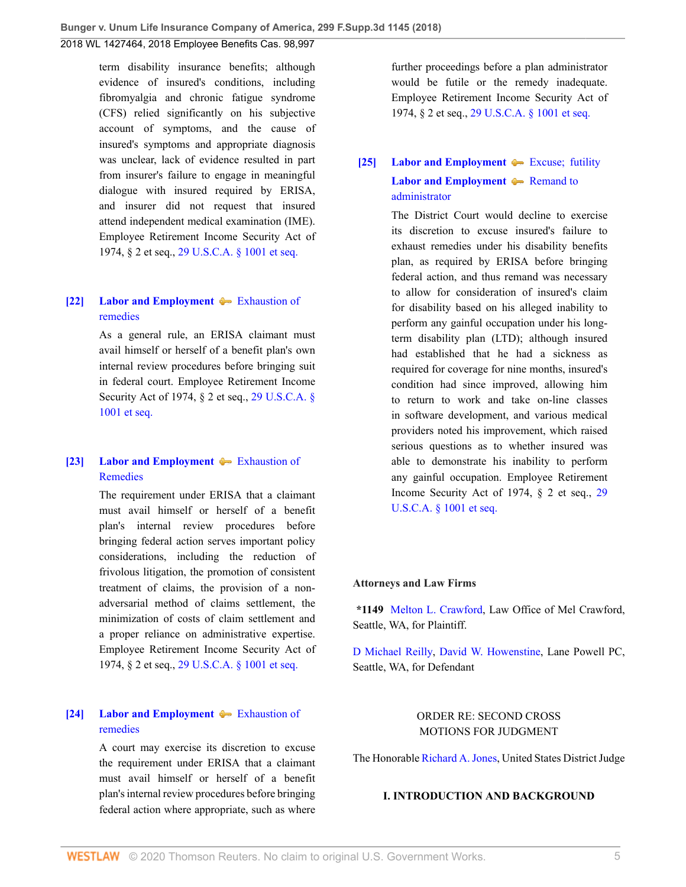term disability insurance benefits; although evidence of insured's conditions, including fibromyalgia and chronic fatigue syndrome (CFS) relied significantly on his subjective account of symptoms, and the cause of insured's symptoms and appropriate diagnosis was unclear, lack of evidence resulted in part from insurer's failure to engage in meaningful dialogue with insured required by ERISA, and insurer did not request that insured attend independent medical examination (IME). Employee Retirement Income Security Act of 1974, § 2 et seq., 29 U.S.C.A. § 1001 et seq.

**[22]** **Labor and Employment** Exhaustion of remedies

As a general rule, an ERISA claimant must avail himself or herself of a benefit plan's own internal review procedures before bringing suit in federal court. Employee Retirement Income Security Act of 1974, § 2 et seq., 29 U.S.C.A. § 1001 et seq.

**[23]** **Labor and Employment** Exhaustion of Remedies

The requirement under ERISA that a claimant must avail himself or herself of a benefit plan's internal review procedures before bringing federal action serves important policy considerations, including the reduction of frivolous litigation, the promotion of consistent treatment of claims, the provision of a non-adversarial method of claims settlement, the minimization of costs of claim settlement and a proper reliance on administrative expertise. Employee Retirement Income Security Act of 1974, § 2 et seq., 29 U.S.C.A. § 1001 et seq.

**[24]** **Labor and Employment** Exhaustion of remedies

A court may exercise its discretion to excuse the requirement under ERISA that a claimant must avail himself or herself of a benefit plan's internal review procedures before bringing federal action where appropriate, such as where further proceedings before a plan administrator would be futile or the remedy inadequate. Employee Retirement Income Security Act of 1974, § 2 et seq., 29 U.S.C.A. § 1001 et seq.

**[25]** **Labor and Employment** Excuse; futility

**Labor and Employment** Remand to administrator

The District Court would decline to exercise its discretion to excuse insured's failure to exhaust remedies under his disability benefits plan, as required by ERISA before bringing federal action, and thus remand was necessary to allow for consideration of insured's claim for disability based on his alleged inability to perform any gainful occupation under his long-term disability plan (LTD); although insured had established that he had a sickness as required for coverage for nine months, insured's condition had since improved, allowing him to return to work and take on-line classes in software development, and various medical providers noted his improvement, which raised serious questions as to whether insured was able to demonstrate his inability to perform any gainful occupation. Employee Retirement Income Security Act of 1974, § 2 et seq., 29 U.S.C.A. § 1001 et seq.

**Attorneys and Law Firms**

**\*1149** Melton L. Crawford, Law Office of Mel Crawford, Seattle, WA, for Plaintiff.

D Michael Reilly, David W. Howenstine, Lane Powell PC, Seattle, WA, for Defendant

ORDER RE: SECOND CROSS MOTIONS FOR JUDGMENT

The Honorable Richard A. Jones, United States District Judge

## I. INTRODUCTION AND BACKGROUND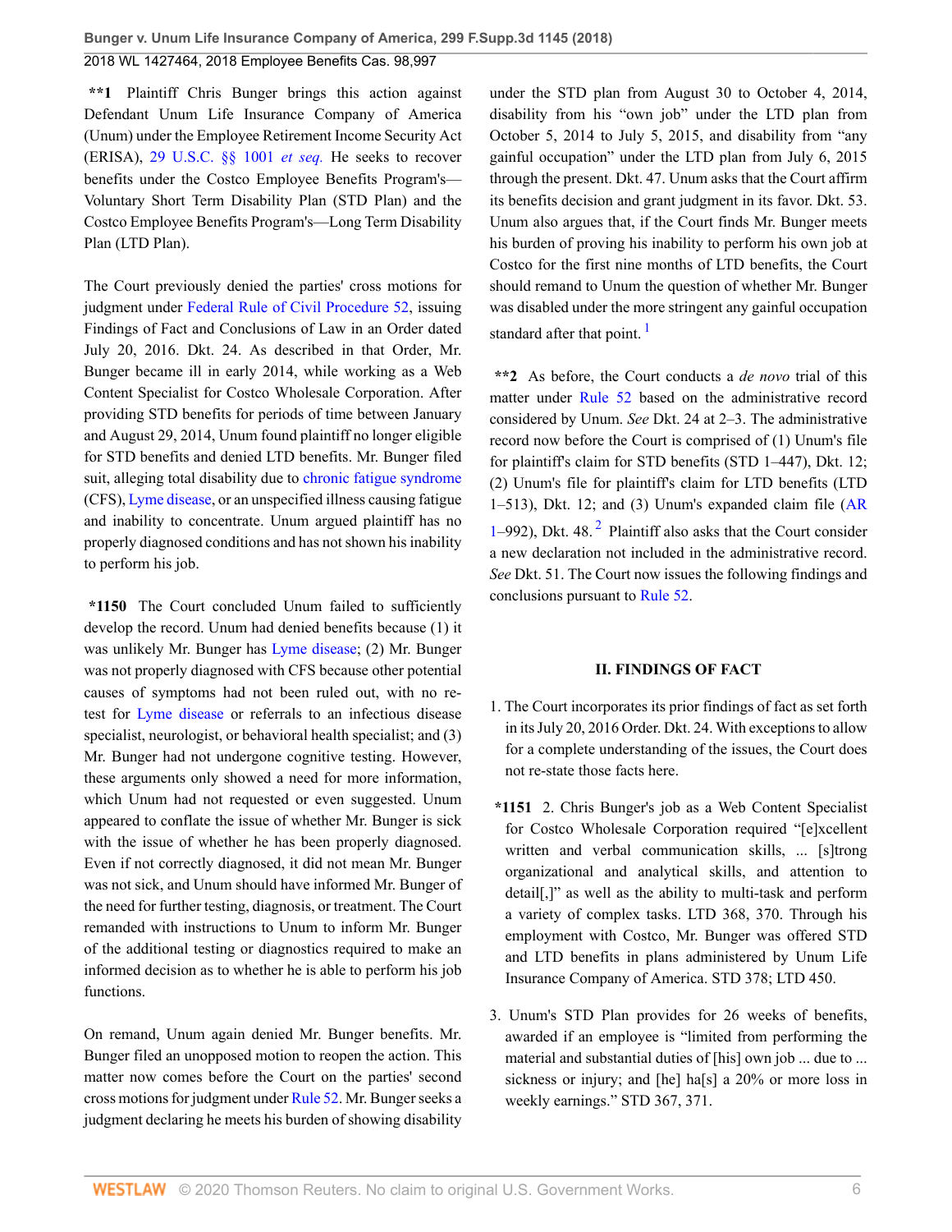**\*\*1** Plaintiff Chris Bunger brings this action against Defendant Unum Life Insurance Company of America (Unum) under the Employee Retirement Income Security Act (ERISA), 29 U.S.C. §§ 1001 *et seq.* He seeks to recover benefits under the Costco Employee Benefits Program's—Voluntary Short Term Disability Plan (STD Plan) and the Costco Employee Benefits Program's—Long Term Disability Plan (LTD Plan).

The Court previously denied the parties' cross motions for judgment under Federal Rule of Civil Procedure 52, issuing Findings of Fact and Conclusions of Law in an Order dated July 20, 2016. Dkt. 24. As described in that Order, Mr. Bunger became ill in early 2014, while working as a Web Content Specialist for Costco Wholesale Corporation. After providing STD benefits for periods of time between January and August 29, 2014, Unum found plaintiff no longer eligible for STD benefits and denied LTD benefits. Mr. Bunger filed suit, alleging total disability due to chronic fatigue syndrome (CFS), Lyme disease, or an unspecified illness causing fatigue and inability to concentrate. Unum argued plaintiff has no properly diagnosed conditions and has not shown his inability to perform his job.

**\*1150** The Court concluded Unum failed to sufficiently develop the record. Unum had denied benefits because (1) it was unlikely Mr. Bunger has Lyme disease; (2) Mr. Bunger was not properly diagnosed with CFS because other potential causes of symptoms had not been ruled out, with no re-test for Lyme disease or referrals to an infectious disease specialist, neurologist, or behavioral health specialist; and (3) Mr. Bunger had not undergone cognitive testing. However, these arguments only showed a need for more information, which Unum had not requested or even suggested. Unum appeared to conflate the issue of whether Mr. Bunger is sick with the issue of whether he has been properly diagnosed. Even if not correctly diagnosed, it did not mean Mr. Bunger was not sick, and Unum should have informed Mr. Bunger of the need for further testing, diagnosis, or treatment. The Court remanded with instructions to Unum to inform Mr. Bunger of the additional testing or diagnostics required to make an informed decision as to whether he is able to perform his job functions.

On remand, Unum again denied Mr. Bunger benefits. Mr. Bunger filed an unopposed motion to reopen the action. This matter now comes before the Court on the parties' second cross motions for judgment under Rule 52. Mr. Bunger seeks a judgment declaring he meets his burden of showing disability under the STD plan from August 30 to October 4, 2014, disability from his "own job" under the LTD plan from October 5, 2014 to July 5, 2015, and disability from "any gainful occupation" under the LTD plan from July 6, 2015 through the present. Dkt. 47. Unum asks that the Court affirm its benefits decision and grant judgment in its favor. Dkt. 53. Unum also argues that, if the Court finds Mr. Bunger meets his burden of proving his inability to perform his own job at Costco for the first nine months of LTD benefits, the Court should remand to Unum the question of whether Mr. Bunger was disabled under the more stringent any gainful occupation standard after that point. [1]

**\*\*2** As before, the Court conducts a *de novo* trial of this matter under Rule 52 based on the administrative record considered by Unum. *See* Dkt. 24 at 2–3. The administrative record now before the Court is comprised of (1) Unum's file for plaintiff's claim for STD benefits (STD 1–447), Dkt. 12; (2) Unum's file for plaintiff's claim for LTD benefits (LTD 1–513), Dkt. 12; and (3) Unum's expanded claim file (AR 1–992), Dkt. 48. [2] Plaintiff also asks that the Court consider a new declaration not included in the administrative record. *See* Dkt. 51. The Court now issues the following findings and conclusions pursuant to Rule 52.

## II. FINDINGS OF FACT

1. The Court incorporates its prior findings of fact as set forth in its July 20, 2016 Order. Dkt. 24. With exceptions to allow for a complete understanding of the issues, the Court does not re-state those facts here.

**\*1151** 2. Chris Bunger's job as a Web Content Specialist for Costco Wholesale Corporation required "[e]xcellent written and verbal communication skills, ... [s]trong organizational and analytical skills, and attention to detail[,]" as well as the ability to multi-task and perform a variety of complex tasks. LTD 368, 370. Through his employment with Costco, Mr. Bunger was offered STD and LTD benefits in plans administered by Unum Life Insurance Company of America. STD 378; LTD 450.

3. Unum's STD Plan provides for 26 weeks of benefits, awarded if an employee is "limited from performing the material and substantial duties of [his] own job ... due to ... sickness or injury; and [he] ha[s] a 20% or more loss in weekly earnings." STD 367, 371.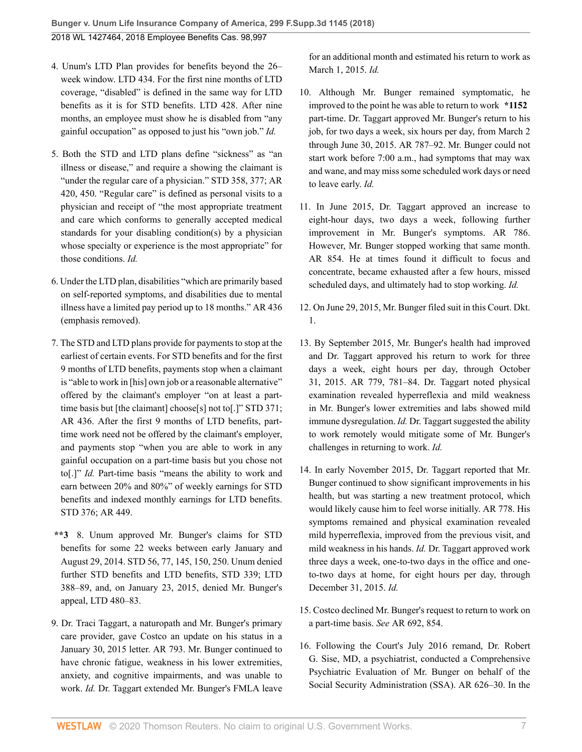4. Unum's LTD Plan provides for benefits beyond the 26–week window. LTD 434. For the first nine months of LTD coverage, "disabled" is defined in the same way for LTD benefits as it is for STD benefits. LTD 428. After nine months, an employee must show he is disabled from "any gainful occupation" as opposed to just his "own job." *Id.*

5. Both the STD and LTD plans define "sickness" as "an illness or disease," and require a showing the claimant is "under the regular care of a physician." STD 358, 377; AR 420, 450. "Regular care" is defined as personal visits to a physician and receipt of "the most appropriate treatment and care which conforms to generally accepted medical standards for your disabling condition(s) by a physician whose specialty or experience is the most appropriate" for those conditions. *Id.*

6. Under the LTD plan, disabilities "which are primarily based on self-reported symptoms, and disabilities due to mental illness have a limited pay period up to 18 months." AR 436 (emphasis removed).

7. The STD and LTD plans provide for payments to stop at the earliest of certain events. For STD benefits and for the first 9 months of LTD benefits, payments stop when a claimant is "able to work in [his] own job or a reasonable alternative" offered by the claimant's employer "on at least a part-time basis but [the claimant] choose[s] not to[.]" STD 371; AR 436. After the first 9 months of LTD benefits, part-time work need not be offered by the claimant's employer, and payments stop "when you are able to work in any gainful occupation on a part-time basis but you chose not to[.]" *Id.* Part-time basis "means the ability to work and earn between 20% and 80%" of weekly earnings for STD benefits and indexed monthly earnings for LTD benefits. STD 376; AR 449.

**\*\*3** 8. Unum approved Mr. Bunger's claims for STD benefits for some 22 weeks between early January and August 29, 2014. STD 56, 77, 145, 150, 250. Unum denied further STD benefits and LTD benefits, STD 339; LTD 388–89, and, on January 23, 2015, denied Mr. Bunger's appeal, LTD 480–83.

9. Dr. Traci Taggart, a naturopath and Mr. Bunger's primary care provider, gave Costco an update on his status in a January 30, 2015 letter. AR 793. Mr. Bunger continued to have chronic fatigue, weakness in his lower extremities, anxiety, and cognitive impairments, and was unable to work. *Id.* Dr. Taggart extended Mr. Bunger's FMLA leave for an additional month and estimated his return to work as March 1, 2015. *Id.*

10. Although Mr. Bunger remained symptomatic, he improved to the point he was able to return to work **\*1152** part-time. Dr. Taggart approved Mr. Bunger's return to his job, for two days a week, six hours per day, from March 2 through June 30, 2015. AR 787–92. Mr. Bunger could not start work before 7:00 a.m., had symptoms that may wax and wane, and may miss some scheduled work days or need to leave early. *Id.*

11. In June 2015, Dr. Taggart approved an increase to eight-hour days, two days a week, following further improvement in Mr. Bunger's symptoms. AR 786. However, Mr. Bunger stopped working that same month. AR 854. He at times found it difficult to focus and concentrate, became exhausted after a few hours, missed scheduled days, and ultimately had to stop working. *Id.*

12. On June 29, 2015, Mr. Bunger filed suit in this Court. Dkt. 1.

13. By September 2015, Mr. Bunger's health had improved and Dr. Taggart approved his return to work for three days a week, eight hours per day, through October 31, 2015. AR 779, 781–84. Dr. Taggart noted physical examination revealed hyperreflexia and mild weakness in Mr. Bunger's lower extremities and labs showed mild immune dysregulation. *Id.* Dr. Taggart suggested the ability to work remotely would mitigate some of Mr. Bunger's challenges in returning to work. *Id.*

14. In early November 2015, Dr. Taggart reported that Mr. Bunger continued to show significant improvements in his health, but was starting a new treatment protocol, which would likely cause him to feel worse initially. AR 778. His symptoms remained and physical examination revealed mild hyperreflexia, improved from the previous visit, and mild weakness in his hands. *Id.* Dr. Taggart approved work three days a week, one-to-two days in the office and one-to-two days at home, for eight hours per day, through December 31, 2015. *Id.*

15. Costco declined Mr. Bunger's request to return to work on a part-time basis. *See* AR 692, 854.

16. Following the Court's July 2016 remand, Dr. Robert G. Sise, MD, a psychiatrist, conducted a Comprehensive Psychiatric Evaluation of Mr. Bunger on behalf of the Social Security Administration (SSA). AR 626–30. In the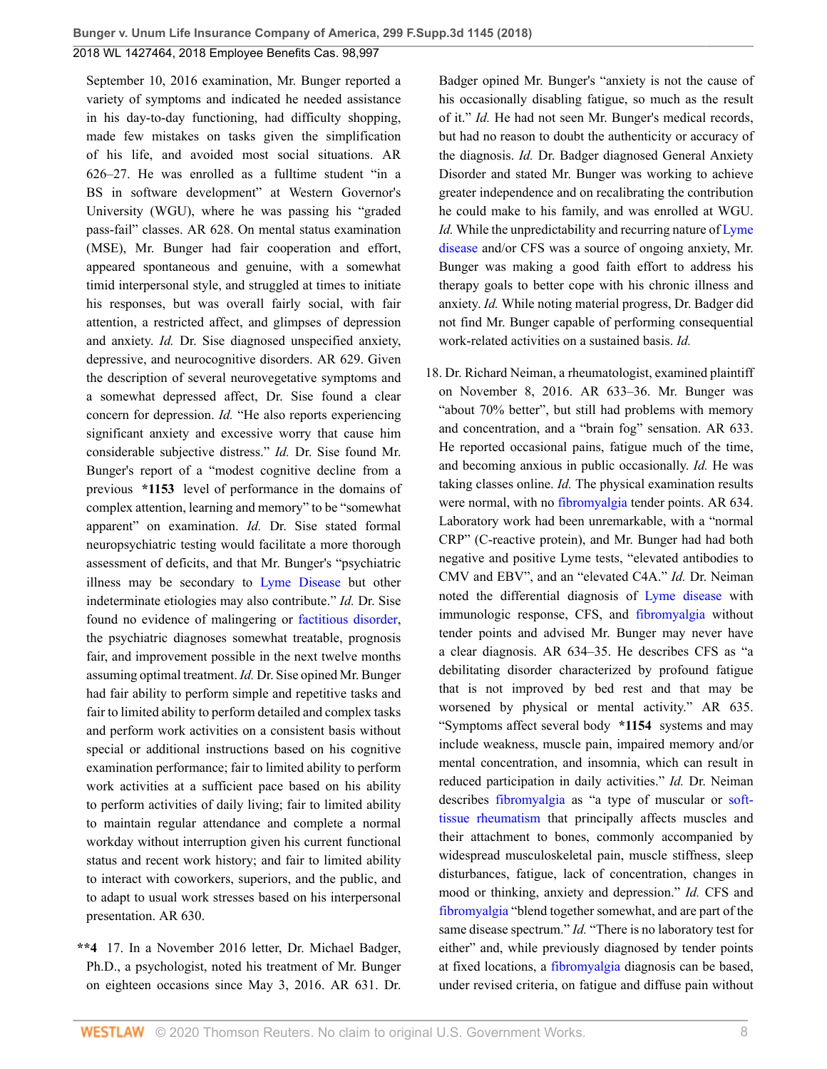September 10, 2016 examination, Mr. Bunger reported a variety of symptoms and indicated he needed assistance in his day-to-day functioning, had difficulty shopping, made few mistakes on tasks given the simplification of his life, and avoided most social situations. AR 626–27. He was enrolled as a fulltime student "in a BS in software development" at Western Governor's University (WGU), where he was passing his "graded pass-fail" classes. AR 628. On mental status examination (MSE), Mr. Bunger had fair cooperation and effort, appeared spontaneous and genuine, with a somewhat timid interpersonal style, and struggled at times to initiate his responses, but was overall fairly social, with fair attention, a restricted affect, and glimpses of depression and anxiety. *Id.* Dr. Sise diagnosed unspecified anxiety, depressive, and neurocognitive disorders. AR 629. Given the description of several neurovegetative symptoms and a somewhat depressed affect, Dr. Sise found a clear concern for depression. *Id.* "He also reports experiencing significant anxiety and excessive worry that cause him considerable subjective distress." *Id.* Dr. Sise found Mr. Bunger's report of a "modest cognitive decline from a previous **\*1153** level of performance in the domains of complex attention, learning and memory" to be "somewhat apparent" on examination. *Id.* Dr. Sise stated formal neuropsychiatric testing would facilitate a more thorough assessment of deficits, and that Mr. Bunger's "psychiatric illness may be secondary to Lyme Disease but other indeterminate etiologies may also contribute." *Id.* Dr. Sise found no evidence of malingering or factitious disorder, the psychiatric diagnoses somewhat treatable, prognosis fair, and improvement possible in the next twelve months assuming optimal treatment. *Id.* Dr. Sise opined Mr. Bunger had fair ability to perform simple and repetitive tasks and fair to limited ability to perform detailed and complex tasks and perform work activities on a consistent basis without special or additional instructions based on his cognitive examination performance; fair to limited ability to perform work activities at a sufficient pace based on his ability to perform activities of daily living; fair to limited ability to maintain regular attendance and complete a normal workday without interruption given his current functional status and recent work history; and fair to limited ability to interact with coworkers, superiors, and the public, and to adapt to usual work stresses based on his interpersonal presentation. AR 630.

**\*\*4** 17. In a November 2016 letter, Dr. Michael Badger, Ph.D., a psychologist, noted his treatment of Mr. Bunger on eighteen occasions since May 3, 2016. AR 631. Dr. Badger opined Mr. Bunger's "anxiety is not the cause of his occasionally disabling fatigue, so much as the result of it." *Id.* He had not seen Mr. Bunger's medical records, but had no reason to doubt the authenticity or accuracy of the diagnosis. *Id.* Dr. Badger diagnosed General Anxiety Disorder and stated Mr. Bunger was working to achieve greater independence and on recalibrating the contribution he could make to his family, and was enrolled at WGU. *Id.* While the unpredictability and recurring nature of Lyme disease and/or CFS was a source of ongoing anxiety, Mr. Bunger was making a good faith effort to address his therapy goals to better cope with his chronic illness and anxiety. *Id.* While noting material progress, Dr. Badger did not find Mr. Bunger capable of performing consequential work-related activities on a sustained basis. *Id.*

18. Dr. Richard Neiman, a rheumatologist, examined plaintiff on November 8, 2016. AR 633–36. Mr. Bunger was "about 70% better", but still had problems with memory and concentration, and a "brain fog" sensation. AR 633. He reported occasional pains, fatigue much of the time, and becoming anxious in public occasionally. *Id.* He was taking classes online. *Id.* The physical examination results were normal, with no fibromyalgia tender points. AR 634. Laboratory work had been unremarkable, with a "normal CRP" (C-reactive protein), and Mr. Bunger had had both negative and positive Lyme tests, "elevated antibodies to CMV and EBV", and an "elevated C4A." *Id.* Dr. Neiman noted the differential diagnosis of Lyme disease with immunologic response, CFS, and fibromyalgia without tender points and advised Mr. Bunger may never have a clear diagnosis. AR 634–35. He describes CFS as "a debilitating disorder characterized by profound fatigue that is not improved by bed rest and that may be worsened by physical or mental activity." AR 635. "Symptoms affect several body **\*1154** systems and may include weakness, muscle pain, impaired memory and/or mental concentration, and insomnia, which can result in reduced participation in daily activities." *Id.* Dr. Neiman describes fibromyalgia as "a type of muscular or soft-tissue rheumatism that principally affects muscles and their attachment to bones, commonly accompanied by widespread musculoskeletal pain, muscle stiffness, sleep disturbances, fatigue, lack of concentration, changes in mood or thinking, anxiety and depression." *Id.* CFS and fibromyalgia "blend together somewhat, and are part of the same disease spectrum." *Id.* "There is no laboratory test for either" and, while previously diagnosed by tender points at fixed locations, a fibromyalgia diagnosis can be based, under revised criteria, on fatigue and diffuse pain without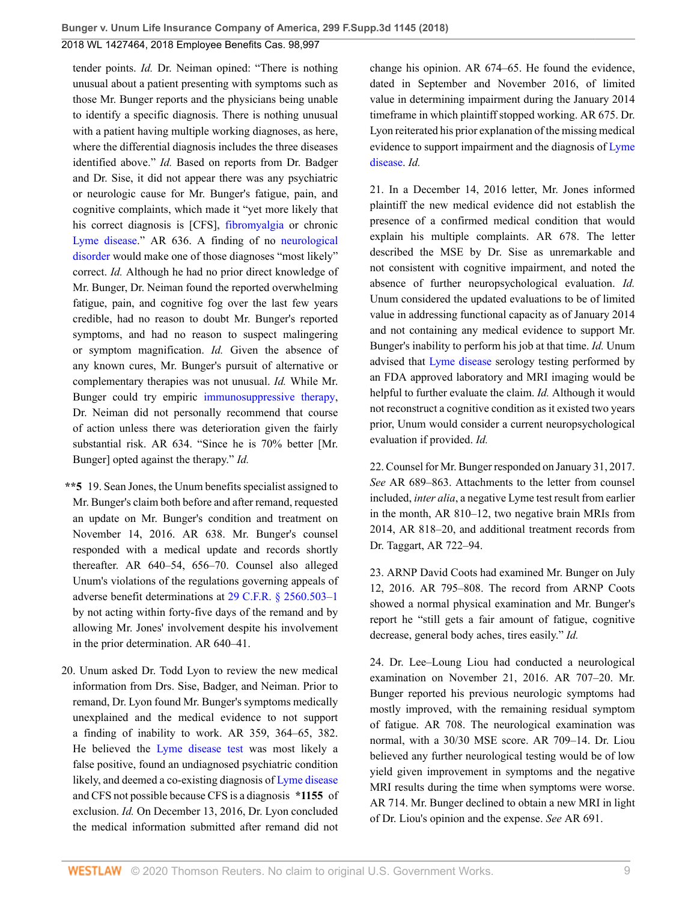tender points. *Id.* Dr. Neiman opined: "There is nothing unusual about a patient presenting with symptoms such as those Mr. Bunger reports and the physicians being unable to identify a specific diagnosis. There is nothing unusual with a patient having multiple working diagnoses, as here, where the differential diagnosis includes the three diseases identified above." *Id.* Based on reports from Dr. Badger and Dr. Sise, it did not appear there was any psychiatric or neurologic cause for Mr. Bunger's fatigue, pain, and cognitive complaints, which made it "yet more likely that his correct diagnosis is [CFS], fibromyalgia or chronic Lyme disease." AR 636. A finding of no neurological disorder would make one of those diagnoses "most likely" correct. *Id.* Although he had no prior direct knowledge of Mr. Bunger, Dr. Neiman found the reported overwhelming fatigue, pain, and cognitive fog over the last few years credible, had no reason to doubt Mr. Bunger's reported symptoms, and had no reason to suspect malingering or symptom magnification. *Id.* Given the absence of any known cures, Mr. Bunger's pursuit of alternative or complementary therapies was not unusual. *Id.* While Mr. Bunger could try empiric immunosuppressive therapy, Dr. Neiman did not personally recommend that course of action unless there was deterioration given the fairly substantial risk. AR 634. "Since he is 70% better [Mr. Bunger] opted against the therapy." *Id.*

**\*\*5** 19. Sean Jones, the Unum benefits specialist assigned to Mr. Bunger's claim both before and after remand, requested an update on Mr. Bunger's condition and treatment on November 14, 2016. AR 638. Mr. Bunger's counsel responded with a medical update and records shortly thereafter. AR 640–54, 656–70. Counsel also alleged Unum's violations of the regulations governing appeals of adverse benefit determinations at 29 C.F.R. § 2560.503–1 by not acting within forty-five days of the remand and by allowing Mr. Jones' involvement despite his involvement in the prior determination. AR 640–41.

20. Unum asked Dr. Todd Lyon to review the new medical information from Drs. Sise, Badger, and Neiman. Prior to remand, Dr. Lyon found Mr. Bunger's symptoms medically unexplained and the medical evidence to not support a finding of inability to work. AR 359, 364–65, 382. He believed the Lyme disease test was most likely a false positive, found an undiagnosed psychiatric condition likely, and deemed a co-existing diagnosis of Lyme disease and CFS not possible because CFS is a diagnosis **\*1155** of exclusion. *Id.* On December 13, 2016, Dr. Lyon concluded the medical information submitted after remand did not change his opinion. AR 674–65. He found the evidence, dated in September and November 2016, of limited value in determining impairment during the January 2014 timeframe in which plaintiff stopped working. AR 675. Dr. Lyon reiterated his prior explanation of the missing medical evidence to support impairment and the diagnosis of Lyme disease. *Id.*

21. In a December 14, 2016 letter, Mr. Jones informed plaintiff the new medical evidence did not establish the presence of a confirmed medical condition that would explain his multiple complaints. AR 678. The letter described the MSE by Dr. Sise as unremarkable and not consistent with cognitive impairment, and noted the absence of further neuropsychological evaluation. *Id.* Unum considered the updated evaluations to be of limited value in addressing functional capacity as of January 2014 and not containing any medical evidence to support Mr. Bunger's inability to perform his job at that time. *Id.* Unum advised that Lyme disease serology testing performed by an FDA approved laboratory and MRI imaging would be helpful to further evaluate the claim. *Id.* Although it would not reconstruct a cognitive condition as it existed two years prior, Unum would consider a current neuropsychological evaluation if provided. *Id.*

22. Counsel for Mr. Bunger responded on January 31, 2017. *See* AR 689–863. Attachments to the letter from counsel included, *inter alia*, a negative Lyme test result from earlier in the month, AR 810–12, two negative brain MRIs from 2014, AR 818–20, and additional treatment records from Dr. Taggart, AR 722–94.

23. ARNP David Coots had examined Mr. Bunger on July 12, 2016. AR 795–808. The record from ARNP Coots showed a normal physical examination and Mr. Bunger's report he "still gets a fair amount of fatigue, cognitive decrease, general body aches, tires easily." *Id.*

24. Dr. Lee–Loung Liou had conducted a neurological examination on November 21, 2016. AR 707–20. Mr. Bunger reported his previous neurologic symptoms had mostly improved, with the remaining residual symptom of fatigue. AR 708. The neurological examination was normal, with a 30/30 MSE score. AR 709–14. Dr. Liou believed any further neurological testing would be of low yield given improvement in symptoms and the negative MRI results during the time when symptoms were worse. AR 714. Mr. Bunger declined to obtain a new MRI in light of Dr. Liou's opinion and the expense. *See* AR 691.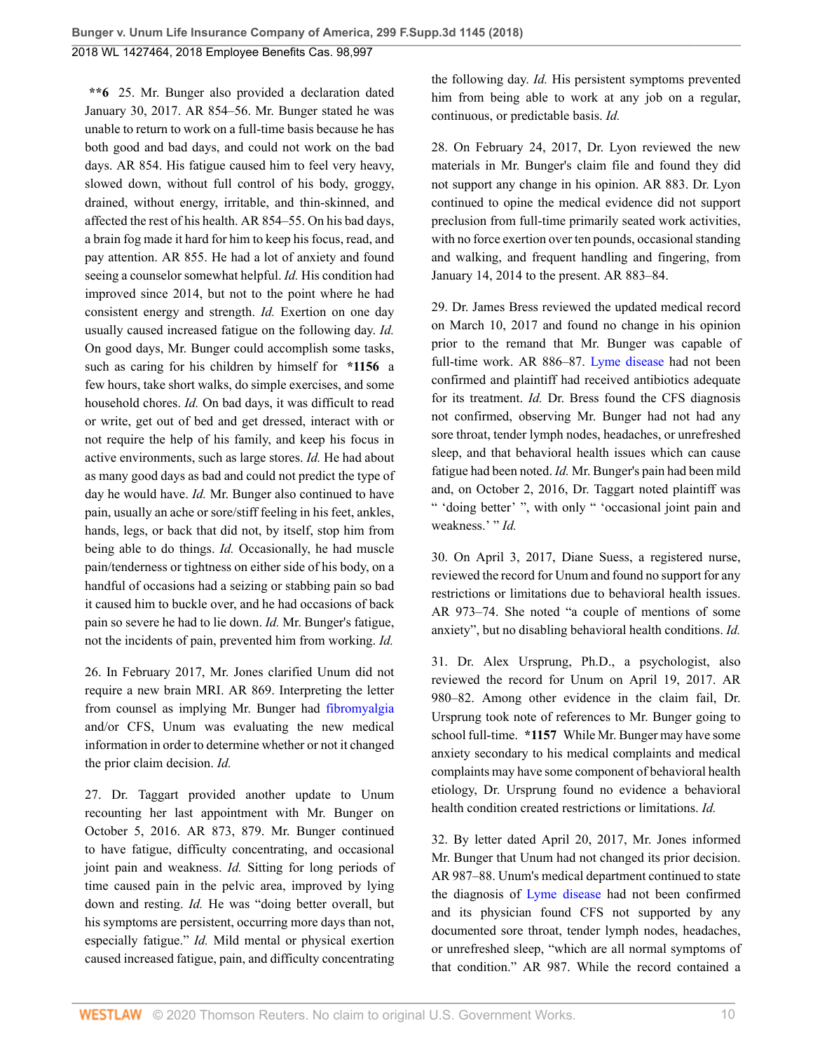**\*\*6** 25. Mr. Bunger also provided a declaration dated January 30, 2017. AR 854–56. Mr. Bunger stated he was unable to return to work on a full-time basis because he has both good and bad days, and could not work on the bad days. AR 854. His fatigue caused him to feel very heavy, slowed down, without full control of his body, groggy, drained, without energy, irritable, and thin-skinned, and affected the rest of his health. AR 854–55. On his bad days, a brain fog made it hard for him to keep his focus, read, and pay attention. AR 855. He had a lot of anxiety and found seeing a counselor somewhat helpful. *Id.* His condition had improved since 2014, but not to the point where he had consistent energy and strength. *Id.* Exertion on one day usually caused increased fatigue on the following day. *Id.* On good days, Mr. Bunger could accomplish some tasks, such as caring for his children by himself for **\*1156** a few hours, take short walks, do simple exercises, and some household chores. *Id.* On bad days, it was difficult to read or write, get out of bed and get dressed, interact with or not require the help of his family, and keep his focus in active environments, such as large stores. *Id.* He had about as many good days as bad and could not predict the type of day he would have. *Id.* Mr. Bunger also continued to have pain, usually an ache or sore/stiff feeling in his feet, ankles, hands, legs, or back that did not, by itself, stop him from being able to do things. *Id.* Occasionally, he had muscle pain/tenderness or tightness on either side of his body, on a handful of occasions had a seizing or stabbing pain so bad it caused him to buckle over, and he had occasions of back pain so severe he had to lie down. *Id.* Mr. Bunger's fatigue, not the incidents of pain, prevented him from working. *Id.*

26. In February 2017, Mr. Jones clarified Unum did not require a new brain MRI. AR 869. Interpreting the letter from counsel as implying Mr. Bunger had fibromyalgia and/or CFS, Unum was evaluating the new medical information in order to determine whether or not it changed the prior claim decision. *Id.*

27. Dr. Taggart provided another update to Unum recounting her last appointment with Mr. Bunger on October 5, 2016. AR 873, 879. Mr. Bunger continued to have fatigue, difficulty concentrating, and occasional joint pain and weakness. *Id.* Sitting for long periods of time caused pain in the pelvic area, improved by lying down and resting. *Id.* He was "doing better overall, but his symptoms are persistent, occurring more days than not, especially fatigue." *Id.* Mild mental or physical exertion caused increased fatigue, pain, and difficulty concentrating the following day. *Id.* His persistent symptoms prevented him from being able to work at any job on a regular, continuous, or predictable basis. *Id.*

28. On February 24, 2017, Dr. Lyon reviewed the new materials in Mr. Bunger's claim file and found they did not support any change in his opinion. AR 883. Dr. Lyon continued to opine the medical evidence did not support preclusion from full-time primarily seated work activities, with no force exertion over ten pounds, occasional standing and walking, and frequent handling and fingering, from January 14, 2014 to the present. AR 883–84.

29. Dr. James Bress reviewed the updated medical record on March 10, 2017 and found no change in his opinion prior to the remand that Mr. Bunger was capable of full-time work. AR 886–87. Lyme disease had not been confirmed and plaintiff had received antibiotics adequate for its treatment. *Id.* Dr. Bress found the CFS diagnosis not confirmed, observing Mr. Bunger had not had any sore throat, tender lymph nodes, headaches, or unrefreshed sleep, and that behavioral health issues which can cause fatigue had been noted. *Id.* Mr. Bunger's pain had been mild and, on October 2, 2016, Dr. Taggart noted plaintiff was " 'doing better' ", with only " 'occasional joint pain and weakness.' " *Id.*

30. On April 3, 2017, Diane Suess, a registered nurse, reviewed the record for Unum and found no support for any restrictions or limitations due to behavioral health issues. AR 973–74. She noted "a couple of mentions of some anxiety", but no disabling behavioral health conditions. *Id.*

31. Dr. Alex Ursprung, Ph.D., a psychologist, also reviewed the record for Unum on April 19, 2017. AR 980–82. Among other evidence in the claim fail, Dr. Ursprung took note of references to Mr. Bunger going to school full-time. **\*1157** While Mr. Bunger may have some anxiety secondary to his medical complaints and medical complaints may have some component of behavioral health etiology, Dr. Ursprung found no evidence a behavioral health condition created restrictions or limitations. *Id.*

32. By letter dated April 20, 2017, Mr. Jones informed Mr. Bunger that Unum had not changed its prior decision. AR 987–88. Unum's medical department continued to state the diagnosis of Lyme disease had not been confirmed and its physician found CFS not supported by any documented sore throat, tender lymph nodes, headaches, or unrefreshed sleep, "which are all normal symptoms of that condition." AR 987. While the record contained a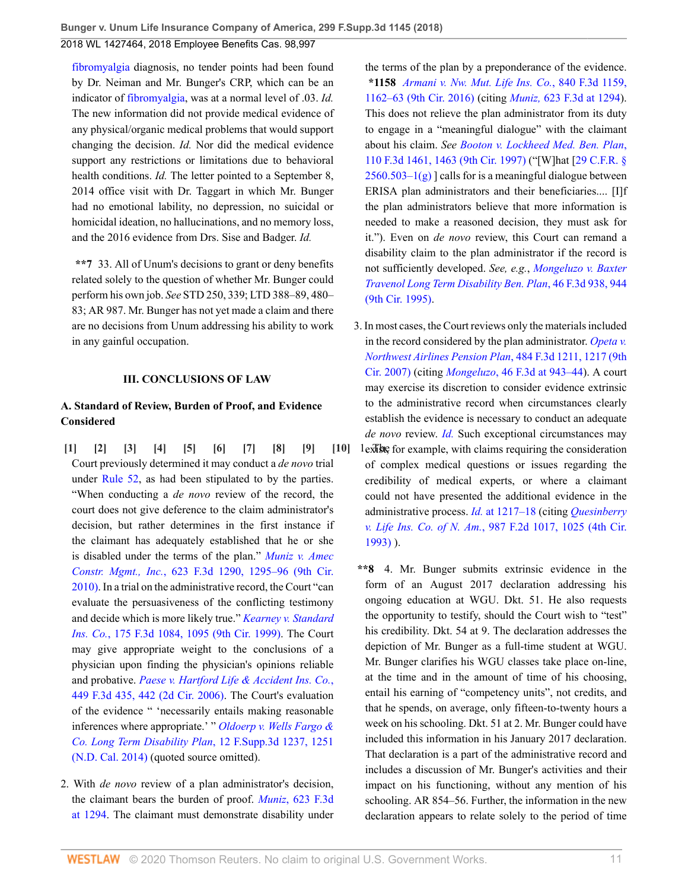fibromyalgia diagnosis, no tender points had been found by Dr. Neiman and Mr. Bunger's CRP, which can be an indicator of fibromyalgia, was at a normal level of .03. *Id.* The new information did not provide medical evidence of any physical/organic medical problems that would support changing the decision. *Id.* Nor did the medical evidence support any restrictions or limitations due to behavioral health conditions. *Id.* The letter pointed to a September 8, 2014 office visit with Dr. Taggart in which Mr. Bunger had no emotional lability, no depression, no suicidal or homicidal ideation, no hallucinations, and no memory loss, and the 2016 evidence from Drs. Sise and Badger. *Id.*

**\*\*7** 33. All of Unum's decisions to grant or deny benefits related solely to the question of whether Mr. Bunger could perform his own job. *See* STD 250, 339; LTD 388–89, 480–83; AR 987. Mr. Bunger has not yet made a claim and there are no decisions from Unum addressing his ability to work in any gainful occupation.

### III. CONCLUSIONS OF LAW

#### A. Standard of Review, Burden of Proof, and Evidence Considered

**[1] [2] [3] [4] [5] [6] [7] [8] [9] [10]** 1. The Court previously determined it may conduct a *de novo* trial under Rule 52, as had been stipulated to by the parties. "When conducting a *de novo* review of the record, the court does not give deference to the claim administrator's decision, but rather determines in the first instance if the claimant has adequately established that he or she is disabled under the terms of the plan." *Muniz v. Amec Constr. Mgmt., Inc.*, 623 F.3d 1290, 1295–96 (9th Cir. 2010). In a trial on the administrative record, the Court "can evaluate the persuasiveness of the conflicting testimony and decide which is more likely true." *Kearney v. Standard Ins. Co.*, 175 F.3d 1084, 1095 (9th Cir. 1999). The Court may give appropriate weight to the conclusions of a physician upon finding the physician's opinions reliable and probative. *Paese v. Hartford Life & Accident Ins. Co.*, 449 F.3d 435, 442 (2d Cir. 2006). The Court's evaluation of the evidence " 'necessarily entails making reasonable inferences where appropriate.' " *Oldoerp v. Wells Fargo & Co. Long Term Disability Plan*, 12 F.Supp.3d 1237, 1251 (N.D. Cal. 2014) (quoted source omitted).

2. With *de novo* review of a plan administrator's decision, the claimant bears the burden of proof. *Muniz*, 623 F.3d at 1294. The claimant must demonstrate disability under the terms of the plan by a preponderance of the evidence. **\*1158** *Armani v. Nw. Mut. Life Ins. Co.*, 840 F.3d 1159, 1162–63 (9th Cir. 2016) (citing *Muniz*, 623 F.3d at 1294). This does not relieve the plan administrator from its duty to engage in a "meaningful dialogue" with the claimant about his claim. *See Booton v. Lockheed Med. Ben. Plan*, 110 F.3d 1461, 1463 (9th Cir. 1997) ("[W]hat [29 C.F.R. § 2560.503–1(g) ] calls for is a meaningful dialogue between ERISA plan administrators and their beneficiaries.... [I]f the plan administrators believe that more information is needed to make a reasoned decision, they must ask for it."). Even on *de novo* review, this Court can remand a disability claim to the plan administrator if the record is not sufficiently developed. *See, e.g.*, *Mongeluzo v. Baxter Travenol Long Term Disability Ben. Plan*, 46 F.3d 938, 944 (9th Cir. 1995).

3. In most cases, the Court reviews only the materials included in the record considered by the plan administrator. *Opeta v. Northwest Airlines Pension Plan*, 484 F.3d 1211, 1217 (9th Cir. 2007) (citing *Mongeluzo*, 46 F.3d at 943–44). A court may exercise its discretion to consider evidence extrinsic to the administrative record when circumstances clearly establish the evidence is necessary to conduct an adequate *de novo* review. *Id.* Such exceptional circumstances may exist, for example, with claims requiring the consideration of complex medical questions or issues regarding the credibility of medical experts, or where a claimant could not have presented the additional evidence in the administrative process. *Id.* at 1217–18 (citing *Quesinberry v. Life Ins. Co. of N. Am.*, 987 F.2d 1017, 1025 (4th Cir. 1993) ).

**\*\*8** 4. Mr. Bunger submits extrinsic evidence in the form of an August 2017 declaration addressing his ongoing education at WGU. Dkt. 51. He also requests the opportunity to testify, should the Court wish to "test" his credibility. Dkt. 54 at 9. The declaration addresses the depiction of Mr. Bunger as a full-time student at WGU. Mr. Bunger clarifies his WGU classes take place on-line, at the time and in the amount of time of his choosing, entail his earning of "competency units", not credits, and that he spends, on average, only fifteen-to-twenty hours a week on his schooling. Dkt. 51 at 2. Mr. Bunger could have included this information in his January 2017 declaration. That declaration is a part of the administrative record and includes a discussion of Mr. Bunger's activities and their impact on his functioning, without any mention of his schooling. AR 854–56. Further, the information in the new declaration appears to relate solely to the period of time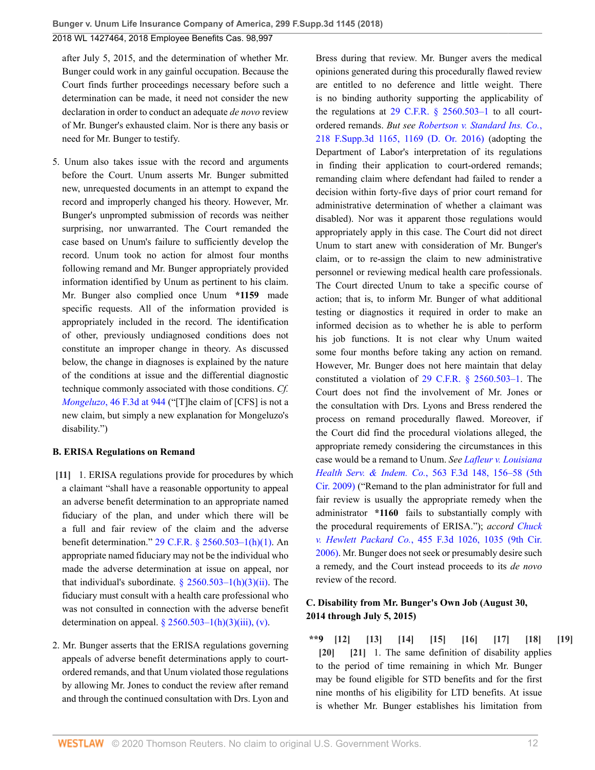after July 5, 2015, and the determination of whether Mr. Bunger could work in any gainful occupation. Because the Court finds further proceedings necessary before such a determination can be made, it need not consider the new declaration in order to conduct an adequate *de novo* review of Mr. Bunger's exhausted claim. Nor is there any basis or need for Mr. Bunger to testify.

5. Unum also takes issue with the record and arguments before the Court. Unum asserts Mr. Bunger submitted new, unrequested documents in an attempt to expand the record and improperly changed his theory. However, Mr. Bunger's unprompted submission of records was neither surprising, nor unwarranted. The Court remanded the case based on Unum's failure to sufficiently develop the record. Unum took no action for almost four months following remand and Mr. Bunger appropriately provided information identified by Unum as pertinent to his claim. Mr. Bunger also complied once Unum **\*1159** made specific requests. All of the information provided is appropriately included in the record. The identification of other, previously undiagnosed conditions does not constitute an improper change in theory. As discussed below, the change in diagnoses is explained by the nature of the conditions at issue and the differential diagnostic technique commonly associated with those conditions. *Cf. Mongeluzo*, 46 F.3d at 944 ("[T]he claim of [CFS] is not a new claim, but simply a new explanation for Mongeluzo's disability.")

### B. ERISA Regulations on Remand

**[11]** 1. ERISA regulations provide for procedures by which a claimant "shall have a reasonable opportunity to appeal an adverse benefit determination to an appropriate named fiduciary of the plan, and under which there will be a full and fair review of the claim and the adverse benefit determination." 29 C.F.R. § 2560.503–1(h)(1). An appropriate named fiduciary may not be the individual who made the adverse determination at issue on appeal, nor that individual's subordinate. § 2560.503–1(h)(3)(ii). The fiduciary must consult with a health care professional who was not consulted in connection with the adverse benefit determination on appeal. § 2560.503–1(h)(3)(iii), (v).

2. Mr. Bunger asserts that the ERISA regulations governing appeals of adverse benefit determinations apply to court-ordered remands, and that Unum violated those regulations by allowing Mr. Jones to conduct the review after remand and through the continued consultation with Drs. Lyon and Bress during that review. Mr. Bunger avers the medical opinions generated during this procedurally flawed review are entitled to no deference and little weight. There is no binding authority supporting the applicability of the regulations at 29 C.F.R. § 2560.503–1 to all court-ordered remands. *But see Robertson v. Standard Ins. Co.*, 218 F.Supp.3d 1165, 1169 (D. Or. 2016) (adopting the Department of Labor's interpretation of its regulations in finding their application to court-ordered remands; remanding claim where defendant had failed to render a decision within forty-five days of prior court remand for administrative determination of whether a claimant was disabled). Nor was it apparent those regulations would appropriately apply in this case. The Court did not direct Unum to start anew with consideration of Mr. Bunger's claim, or to re-assign the claim to new administrative personnel or reviewing medical health care professionals. The Court directed Unum to take a specific course of action; that is, to inform Mr. Bunger of what additional testing or diagnostics it required in order to make an informed decision as to whether he is able to perform his job functions. It is not clear why Unum waited some four months before taking any action on remand. However, Mr. Bunger does not here maintain that delay constituted a violation of 29 C.F.R. § 2560.503–1. The Court does not find the involvement of Mr. Jones or the consultation with Drs. Lyons and Bress rendered the process on remand procedurally flawed. Moreover, if the Court did find the procedural violations alleged, the appropriate remedy considering the circumstances in this case would be a remand to Unum. *See Lafleur v. Louisiana Health Serv. & Indem. Co.*, 563 F.3d 148, 156–58 (5th Cir. 2009) ("Remand to the plan administrator for full and fair review is usually the appropriate remedy when the administrator **\*1160** fails to substantially comply with the procedural requirements of ERISA."); *accord Chuck v. Hewlett Packard Co.*, 455 F.3d 1026, 1035 (9th Cir. 2006). Mr. Bunger does not seek or presumably desire such a remedy, and the Court instead proceeds to its *de novo* review of the record.

### C. Disability from Mr. Bunger's Own Job (August 30, 2014 through July 5, 2015)

**\*\*9 [12] [13] [14] [15] [16] [17] [18] [19] [20] [21]** 1. The same definition of disability applies to the period of time remaining in which Mr. Bunger may be found eligible for STD benefits and for the first nine months of his eligibility for LTD benefits. At issue is whether Mr. Bunger establishes his limitation from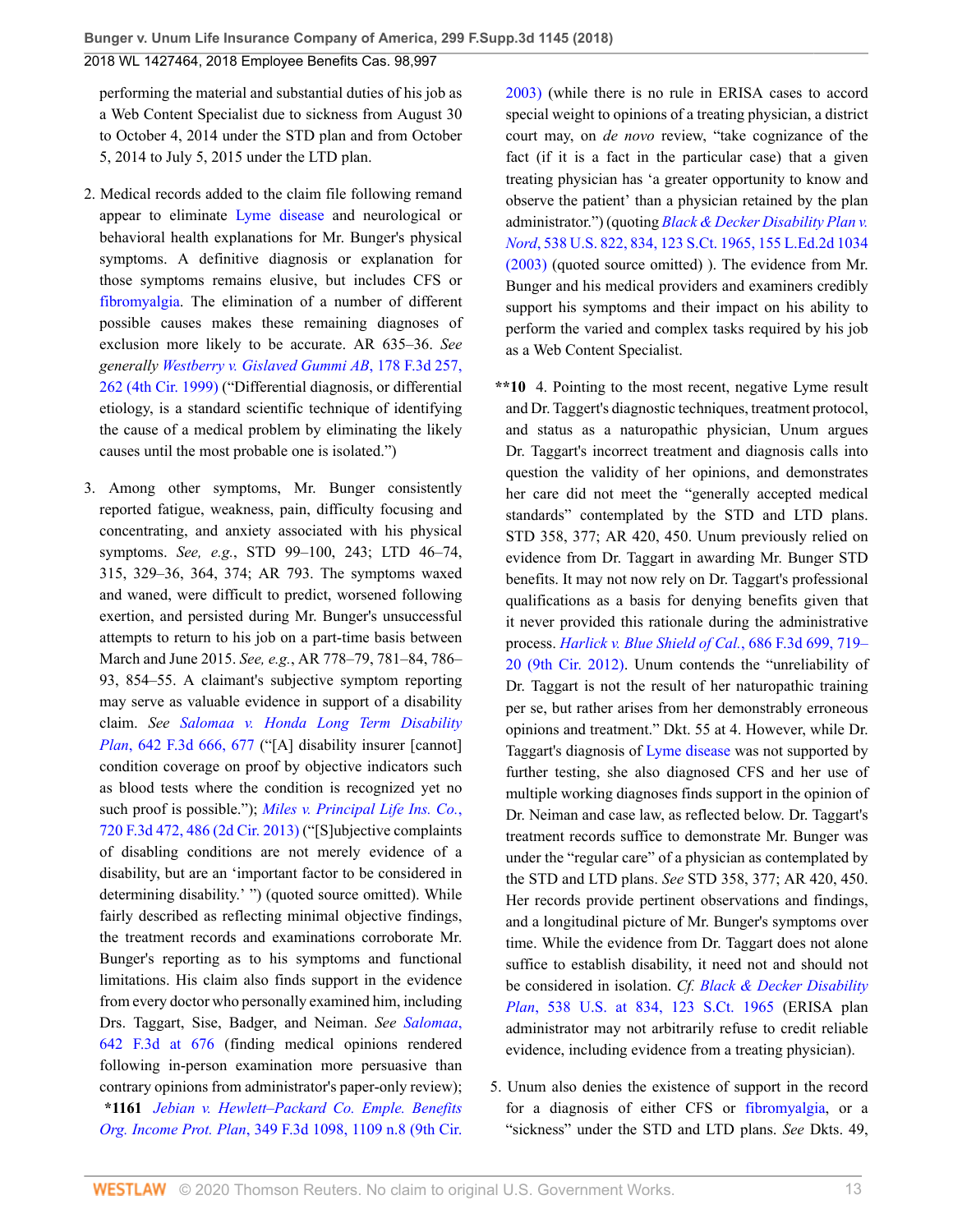performing the material and substantial duties of his job as a Web Content Specialist due to sickness from August 30 to October 4, 2014 under the STD plan and from October 5, 2014 to July 5, 2015 under the LTD plan.

2. Medical records added to the claim file following remand appear to eliminate Lyme disease and neurological or behavioral health explanations for Mr. Bunger's physical symptoms. A definitive diagnosis or explanation for those symptoms remains elusive, but includes CFS or fibromyalgia. The elimination of a number of different possible causes makes these remaining diagnoses of exclusion more likely to be accurate. AR 635–36. *See generally Westberry v. Gislaved Gummi AB*, 178 F.3d 257, 262 (4th Cir. 1999) ("Differential diagnosis, or differential etiology, is a standard scientific technique of identifying the cause of a medical problem by eliminating the likely causes until the most probable one is isolated.")

3. Among other symptoms, Mr. Bunger consistently reported fatigue, weakness, pain, difficulty focusing and concentrating, and anxiety associated with his physical symptoms. *See, e.g.*, STD 99–100, 243; LTD 46–74, 315, 329–36, 364, 374; AR 793. The symptoms waxed and waned, were difficult to predict, worsened following exertion, and persisted during Mr. Bunger's unsuccessful attempts to return to his job on a part-time basis between March and June 2015. *See, e.g.*, AR 778–79, 781–84, 786–93, 854–55. A claimant's subjective symptom reporting may serve as valuable evidence in support of a disability claim. *See Salomaa v. Honda Long Term Disability Plan*, 642 F.3d 666, 677 ("[A] disability insurer [cannot] condition coverage on proof by objective indicators such as blood tests where the condition is recognized yet no such proof is possible."); *Miles v. Principal Life Ins. Co.*, 720 F.3d 472, 486 (2d Cir. 2013) ("[S]ubjective complaints of disabling conditions are not merely evidence of a disability, but are an 'important factor to be considered in determining disability.' ") (quoted source omitted). While fairly described as reflecting minimal objective findings, the treatment records and examinations corroborate Mr. Bunger's reporting as to his symptoms and functional limitations. His claim also finds support in the evidence from every doctor who personally examined him, including Drs. Taggart, Sise, Badger, and Neiman. *See Salomaa*, 642 F.3d at 676 (finding medical opinions rendered following in-person examination more persuasive than contrary opinions from administrator's paper-only review); **\*1161** *Jebian v. Hewlett–Packard Co. Emple. Benefits Org. Income Prot. Plan*, 349 F.3d 1098, 1109 n.8 (9th Cir. 2003) (while there is no rule in ERISA cases to accord special weight to opinions of a treating physician, a district court may, on *de novo* review, "take cognizance of the fact (if it is a fact in the particular case) that a given treating physician has 'a greater opportunity to know and observe the patient' than a physician retained by the plan administrator.") (quoting *Black & Decker Disability Plan v. Nord*, 538 U.S. 822, 834, 123 S.Ct. 1965, 155 L.Ed.2d 1034 (2003) (quoted source omitted) ). The evidence from Mr. Bunger and his medical providers and examiners credibly support his symptoms and their impact on his ability to perform the varied and complex tasks required by his job as a Web Content Specialist.

**\*\*10** 4. Pointing to the most recent, negative Lyme result and Dr. Taggert's diagnostic techniques, treatment protocol, and status as a naturopathic physician, Unum argues Dr. Taggart's incorrect treatment and diagnosis calls into question the validity of her opinions, and demonstrates her care did not meet the "generally accepted medical standards" contemplated by the STD and LTD plans. STD 358, 377; AR 420, 450. Unum previously relied on evidence from Dr. Taggart in awarding Mr. Bunger STD benefits. It may not now rely on Dr. Taggart's professional qualifications as a basis for denying benefits given that it never provided this rationale during the administrative process. *Harlick v. Blue Shield of Cal.*, 686 F.3d 699, 719–20 (9th Cir. 2012). Unum contends the "unreliability of Dr. Taggart is not the result of her naturopathic training per se, but rather arises from her demonstrably erroneous opinions and treatment." Dkt. 55 at 4. However, while Dr. Taggart's diagnosis of Lyme disease was not supported by further testing, she also diagnosed CFS and her use of multiple working diagnoses finds support in the opinion of Dr. Neiman and case law, as reflected below. Dr. Taggart's treatment records suffice to demonstrate Mr. Bunger was under the "regular care" of a physician as contemplated by the STD and LTD plans. *See* STD 358, 377; AR 420, 450. Her records provide pertinent observations and findings, and a longitudinal picture of Mr. Bunger's symptoms over time. While the evidence from Dr. Taggart does not alone suffice to establish disability, it need not and should not be considered in isolation. *Cf. Black & Decker Disability Plan*, 538 U.S. at 834, 123 S.Ct. 1965 (ERISA plan administrator may not arbitrarily refuse to credit reliable evidence, including evidence from a treating physician).

5. Unum also denies the existence of support in the record for a diagnosis of either CFS or fibromyalgia, or a "sickness" under the STD and LTD plans. *See* Dkts. 49,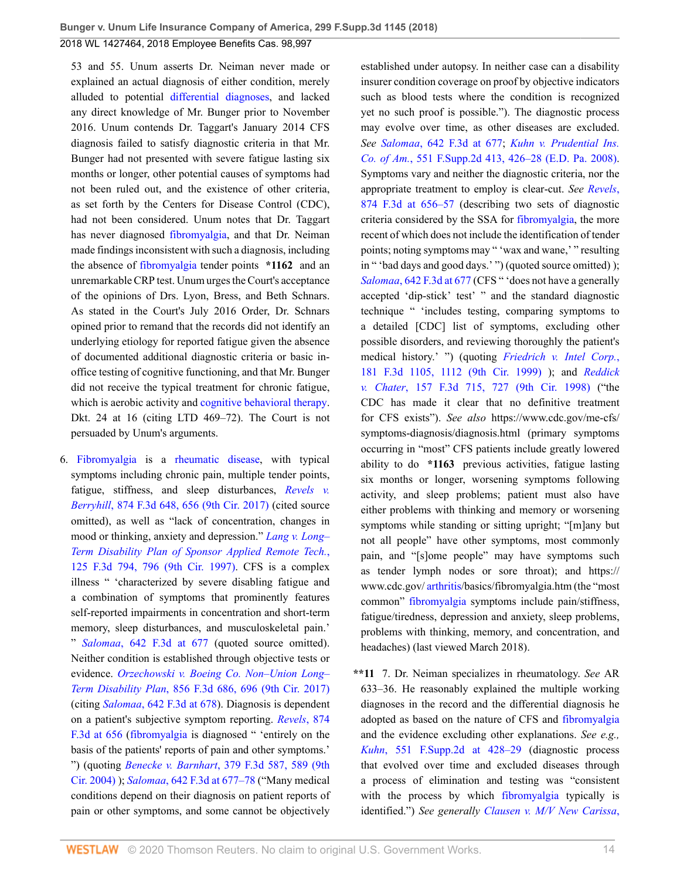53 and 55. Unum asserts Dr. Neiman never made or explained an actual diagnosis of either condition, merely alluded to potential differential diagnoses, and lacked any direct knowledge of Mr. Bunger prior to November 2016. Unum contends Dr. Taggart's January 2014 CFS diagnosis failed to satisfy diagnostic criteria in that Mr. Bunger had not presented with severe fatigue lasting six months or longer, other potential causes of symptoms had not been ruled out, and the existence of other criteria, as set forth by the Centers for Disease Control (CDC), had not been considered. Unum notes that Dr. Taggart has never diagnosed fibromyalgia, and that Dr. Neiman made findings inconsistent with such a diagnosis, including the absence of fibromyalgia tender points **\*1162** and an unremarkable CRP test. Unum urges the Court's acceptance of the opinions of Drs. Lyon, Bress, and Beth Schnars. As stated in the Court's July 2016 Order, Dr. Schnars opined prior to remand that the records did not identify an underlying etiology for reported fatigue given the absence of documented additional diagnostic criteria or basic in-office testing of cognitive functioning, and that Mr. Bunger did not receive the typical treatment for chronic fatigue, which is aerobic activity and cognitive behavioral therapy. Dkt. 24 at 16 (citing LTD 469–72). The Court is not persuaded by Unum's arguments.

6. Fibromyalgia is a rheumatic disease, with typical symptoms including chronic pain, multiple tender points, fatigue, stiffness, and sleep disturbances, *Revels v. Berryhill*, 874 F.3d 648, 656 (9th Cir. 2017) (cited source omitted), as well as "lack of concentration, changes in mood or thinking, anxiety and depression." *Lang v. Long–Term Disability Plan of Sponsor Applied Remote Tech.*, 125 F.3d 794, 796 (9th Cir. 1997). CFS is a complex illness " 'characterized by severe disabling fatigue and a combination of symptoms that prominently features self-reported impairments in concentration and short-term memory, sleep disturbances, and musculoskeletal pain.' " *Salomaa*, 642 F.3d at 677 (quoted source omitted). Neither condition is established through objective tests or evidence. *Orzechowski v. Boeing Co. Non–Union Long–Term Disability Plan*, 856 F.3d 686, 696 (9th Cir. 2017) (citing *Salomaa*, 642 F.3d at 678). Diagnosis is dependent on a patient's subjective symptom reporting. *Revels*, 874 F.3d at 656 (fibromyalgia is diagnosed " 'entirely on the basis of the patients' reports of pain and other symptoms.' ") (quoting *Benecke v. Barnhart*, 379 F.3d 587, 589 (9th Cir. 2004) ); *Salomaa*, 642 F.3d at 677–78 ("Many medical conditions depend on their diagnosis on patient reports of pain or other symptoms, and some cannot be objectively established under autopsy. In neither case can a disability insurer condition coverage on proof by objective indicators such as blood tests where the condition is recognized yet no such proof is possible."). The diagnostic process may evolve over time, as other diseases are excluded. *See Salomaa*, 642 F.3d at 677; *Kuhn v. Prudential Ins. Co. of Am.*, 551 F.Supp.2d 413, 426–28 (E.D. Pa. 2008). Symptoms vary and neither the diagnostic criteria, nor the appropriate treatment to employ is clear-cut. *See Revels*, 874 F.3d at 656–57 (describing two sets of diagnostic criteria considered by the SSA for fibromyalgia, the more recent of which does not include the identification of tender points; noting symptoms may " 'wax and wane,' " resulting in " 'bad days and good days.' ") (quoted source omitted) ); *Salomaa*, 642 F.3d at 677 (CFS " 'does not have a generally accepted 'dip-stick' test' " and the standard diagnostic technique " 'includes testing, comparing symptoms to a detailed [CDC] list of symptoms, excluding other possible disorders, and reviewing thoroughly the patient's medical history.' ") (quoting *Friedrich v. Intel Corp.*, 181 F.3d 1105, 1112 (9th Cir. 1999) ); and *Reddick v. Chater*, 157 F.3d 715, 727 (9th Cir. 1998) ("the CDC has made it clear that no definitive treatment for CFS exists"). *See also* https://www.cdc.gov/me-cfs/symptoms-diagnosis/diagnosis.html (primary symptoms occurring in "most" CFS patients include greatly lowered ability to do **\*1163** previous activities, fatigue lasting six months or longer, worsening symptoms following activity, and sleep problems; patient must also have either problems with thinking and memory or worsening symptoms while standing or sitting upright; "[m]any but not all people" have other symptoms, most commonly pain, and "[s]ome people" may have symptoms such as tender lymph nodes or sore throat); and https://www.cdc.gov/arthritis/basics/fibromyalgia.htm (the "most common" fibromyalgia symptoms include pain/stiffness, fatigue/tiredness, depression and anxiety, sleep problems, problems with thinking, memory, and concentration, and headaches) (last viewed March 2018).

**\*\*11** 7. Dr. Neiman specializes in rheumatology. *See* AR 633–36. He reasonably explained the multiple working diagnoses in the record and the differential diagnosis he adopted as based on the nature of CFS and fibromyalgia and the evidence excluding other explanations. *See e.g., Kuhn*, 551 F.Supp.2d at 428–29 (diagnostic process that evolved over time and excluded diseases through a process of elimination and testing was "consistent with the process by which fibromyalgia typically is identified.") *See generally Clausen v. M/V New Carissa*,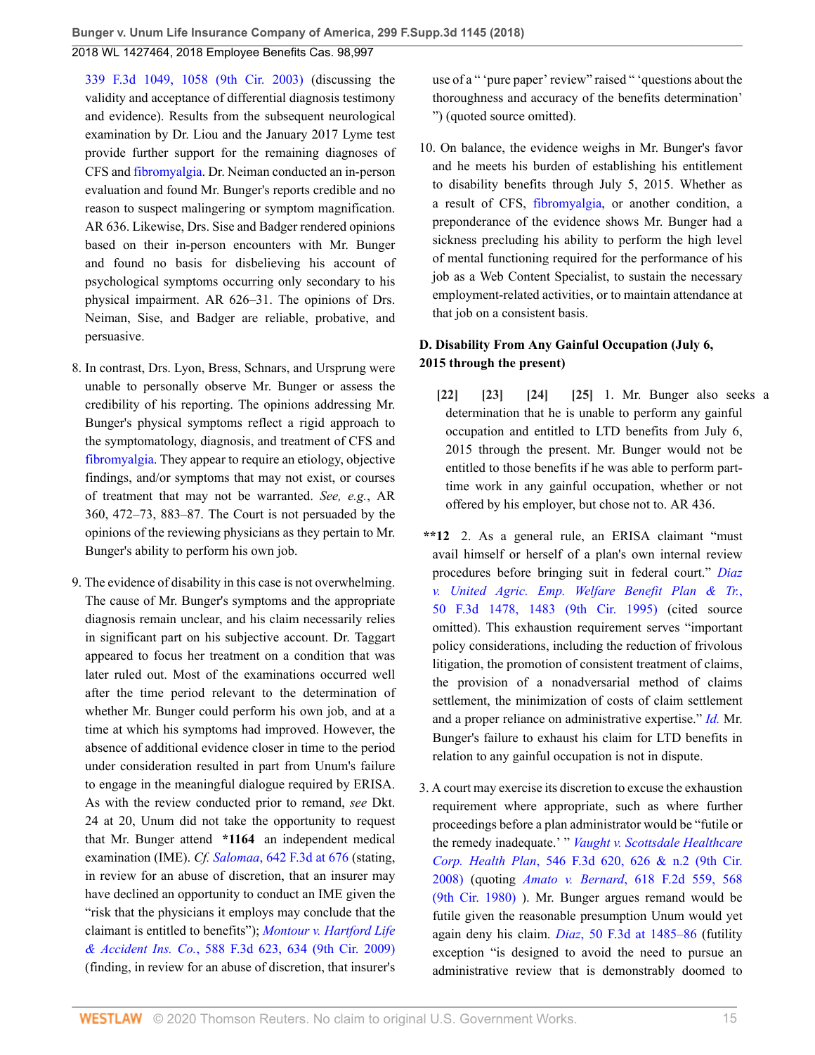339 F.3d 1049, 1058 (9th Cir. 2003) (discussing the validity and acceptance of differential diagnosis testimony and evidence). Results from the subsequent neurological examination by Dr. Liou and the January 2017 Lyme test provide further support for the remaining diagnoses of CFS and fibromyalgia. Dr. Neiman conducted an in-person evaluation and found Mr. Bunger's reports credible and no reason to suspect malingering or symptom magnification. AR 636. Likewise, Drs. Sise and Badger rendered opinions based on their in-person encounters with Mr. Bunger and found no basis for disbelieving his account of psychological symptoms occurring only secondary to his physical impairment. AR 626–31. The opinions of Drs. Neiman, Sise, and Badger are reliable, probative, and persuasive.

8. In contrast, Drs. Lyon, Bress, Schnars, and Ursprung were unable to personally observe Mr. Bunger or assess the credibility of his reporting. The opinions addressing Mr. Bunger's physical symptoms reflect a rigid approach to the symptomatology, diagnosis, and treatment of CFS and fibromyalgia. They appear to require an etiology, objective findings, and/or symptoms that may not exist, or courses of treatment that may not be warranted. *See, e.g.*, AR 360, 472–73, 883–87. The Court is not persuaded by the opinions of the reviewing physicians as they pertain to Mr. Bunger's ability to perform his own job.

9. The evidence of disability in this case is not overwhelming. The cause of Mr. Bunger's symptoms and the appropriate diagnosis remain unclear, and his claim necessarily relies in significant part on his subjective account. Dr. Taggart appeared to focus her treatment on a condition that was later ruled out. Most of the examinations occurred well after the time period relevant to the determination of whether Mr. Bunger could perform his own job, and at a time at which his symptoms had improved. However, the absence of additional evidence closer in time to the period under consideration resulted in part from Unum's failure to engage in the meaningful dialogue required by ERISA. As with the review conducted prior to remand, *see* Dkt. 24 at 20, Unum did not take the opportunity to request that Mr. Bunger attend **\*1164** an independent medical examination (IME). *Cf. Salomaa*, 642 F.3d at 676 (stating, in review for an abuse of discretion, that an insurer may have declined an opportunity to conduct an IME given the "risk that the physicians it employs may conclude that the claimant is entitled to benefits"); *Montour v. Hartford Life & Accident Ins. Co.*, 588 F.3d 623, 634 (9th Cir. 2009) (finding, in review for an abuse of discretion, that insurer's use of a " 'pure paper' review" raised " 'questions about the thoroughness and accuracy of the benefits determination' ") (quoted source omitted).

10. On balance, the evidence weighs in Mr. Bunger's favor and he meets his burden of establishing his entitlement to disability benefits through July 5, 2015. Whether as a result of CFS, fibromyalgia, or another condition, a preponderance of the evidence shows Mr. Bunger had a sickness precluding his ability to perform the high level of mental functioning required for the performance of his job as a Web Content Specialist, to sustain the necessary employment-related activities, or to maintain attendance at that job on a consistent basis.

**D. Disability From Any Gainful Occupation (July 6, 2015 through the present)**

**[22] [23] [24] [25]** 1. Mr. Bunger also seeks a determination that he is unable to perform any gainful occupation and entitled to LTD benefits from July 6, 2015 through the present. Mr. Bunger would not be entitled to those benefits if he was able to perform part-time work in any gainful occupation, whether or not offered by his employer, but chose not to. AR 436.

**\*\*12** 2. As a general rule, an ERISA claimant "must avail himself or herself of a plan's own internal review procedures before bringing suit in federal court." *Diaz v. United Agric. Emp. Welfare Benefit Plan & Tr.*, 50 F.3d 1478, 1483 (9th Cir. 1995) (cited source omitted). This exhaustion requirement serves "important policy considerations, including the reduction of frivolous litigation, the promotion of consistent treatment of claims, the provision of a nonadversarial method of claims settlement, the minimization of costs of claim settlement and a proper reliance on administrative expertise." *Id.* Mr. Bunger's failure to exhaust his claim for LTD benefits in relation to any gainful occupation is not in dispute.

3. A court may exercise its discretion to excuse the exhaustion requirement where appropriate, such as where further proceedings before a plan administrator would be "futile or the remedy inadequate.' " *Vaught v. Scottsdale Healthcare Corp. Health Plan*, 546 F.3d 620, 626 & n.2 (9th Cir. 2008) (quoting *Amato v. Bernard*, 618 F.2d 559, 568 (9th Cir. 1980) ). Mr. Bunger argues remand would be futile given the reasonable presumption Unum would yet again deny his claim. *Diaz*, 50 F.3d at 1485–86 (futility exception "is designed to avoid the need to pursue an administrative review that is demonstrably doomed to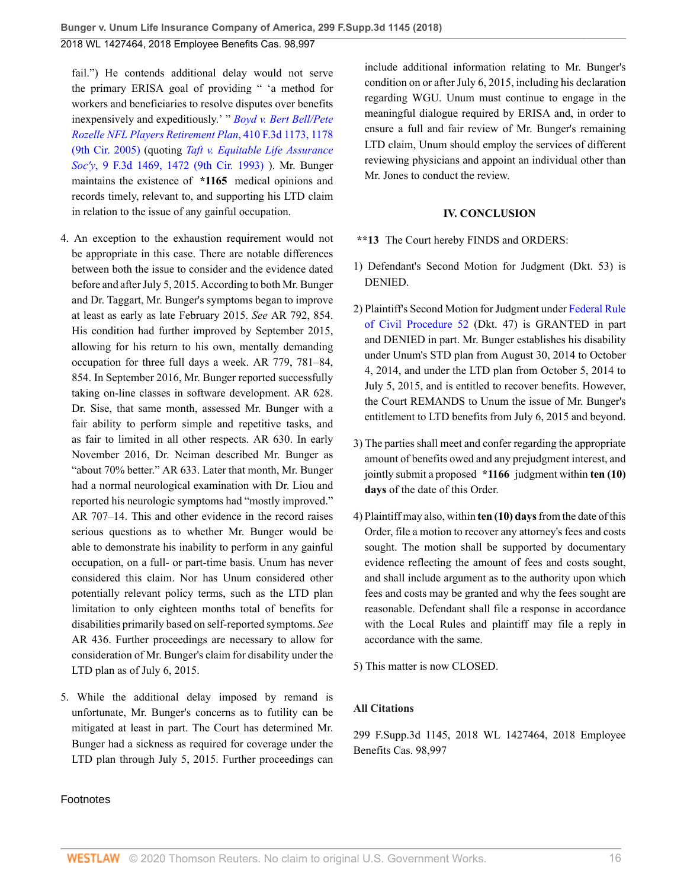fail.") He contends additional delay would not serve the primary ERISA goal of providing " 'a method for workers and beneficiaries to resolve disputes over benefits inexpensively and expeditiously.' " *Boyd v. Bert Bell/Pete Rozelle NFL Players Retirement Plan*, 410 F.3d 1173, 1178 (9th Cir. 2005) (quoting *Taft v. Equitable Life Assurance Soc'y*, 9 F.3d 1469, 1472 (9th Cir. 1993) ). Mr. Bunger maintains the existence of **\*1165** medical opinions and records timely, relevant to, and supporting his LTD claim in relation to the issue of any gainful occupation.

4. An exception to the exhaustion requirement would not be appropriate in this case. There are notable differences between both the issue to consider and the evidence dated before and after July 5, 2015. According to both Mr. Bunger and Dr. Taggart, Mr. Bunger's symptoms began to improve at least as early as late February 2015. *See* AR 792, 854. His condition had further improved by September 2015, allowing for his return to his own, mentally demanding occupation for three full days a week. AR 779, 781–84, 854. In September 2016, Mr. Bunger reported successfully taking on-line classes in software development. AR 628. Dr. Sise, that same month, assessed Mr. Bunger with a fair ability to perform simple and repetitive tasks, and as fair to limited in all other respects. AR 630. In early November 2016, Dr. Neiman described Mr. Bunger as "about 70% better." AR 633. Later that month, Mr. Bunger had a normal neurological examination with Dr. Liou and reported his neurologic symptoms had "mostly improved." AR 707–14. This and other evidence in the record raises serious questions as to whether Mr. Bunger would be able to demonstrate his inability to perform in any gainful occupation, on a full- or part-time basis. Unum has never considered this claim. Nor has Unum considered other potentially relevant policy terms, such as the LTD plan limitation to only eighteen months total of benefits for disabilities primarily based on self-reported symptoms. *See* AR 436. Further proceedings are necessary to allow for consideration of Mr. Bunger's claim for disability under the LTD plan as of July 6, 2015.

5. While the additional delay imposed by remand is unfortunate, Mr. Bunger's concerns as to futility can be mitigated at least in part. The Court has determined Mr. Bunger had a sickness as required for coverage under the LTD plan through July 5, 2015. Further proceedings can include additional information relating to Mr. Bunger's condition on or after July 6, 2015, including his declaration regarding WGU. Unum must continue to engage in the meaningful dialogue required by ERISA and, in order to ensure a full and fair review of Mr. Bunger's remaining LTD claim, Unum should employ the services of different reviewing physicians and appoint an individual other than Mr. Jones to conduct the review.

## IV. CONCLUSION

**\*\*13** The Court hereby FINDS and ORDERS:

1) Defendant's Second Motion for Judgment (Dkt. 53) is DENIED.

2) Plaintiff's Second Motion for Judgment under Federal Rule of Civil Procedure 52 (Dkt. 47) is GRANTED in part and DENIED in part. Mr. Bunger establishes his disability under Unum's STD plan from August 30, 2014 to October 4, 2014, and under the LTD plan from October 5, 2014 to July 5, 2015, and is entitled to recover benefits. However, the Court REMANDS to Unum the issue of Mr. Bunger's entitlement to LTD benefits from July 6, 2015 and beyond.

3) The parties shall meet and confer regarding the appropriate amount of benefits owed and any prejudgment interest, and jointly submit a proposed **\*1166** judgment within **ten (10) days** of the date of this Order.

4) Plaintiff may also, within **ten (10) days** from the date of this Order, file a motion to recover any attorney's fees and costs sought. The motion shall be supported by documentary evidence reflecting the amount of fees and costs sought, and shall include argument as to the authority upon which fees and costs may be granted and why the fees sought are reasonable. Defendant shall file a response in accordance with the Local Rules and plaintiff may file a reply in accordance with the same.

5) This matter is now CLOSED.

### All Citations

299 F.Supp.3d 1145, 2018 WL 1427464, 2018 Employee Benefits Cas. 98,997

Footnotes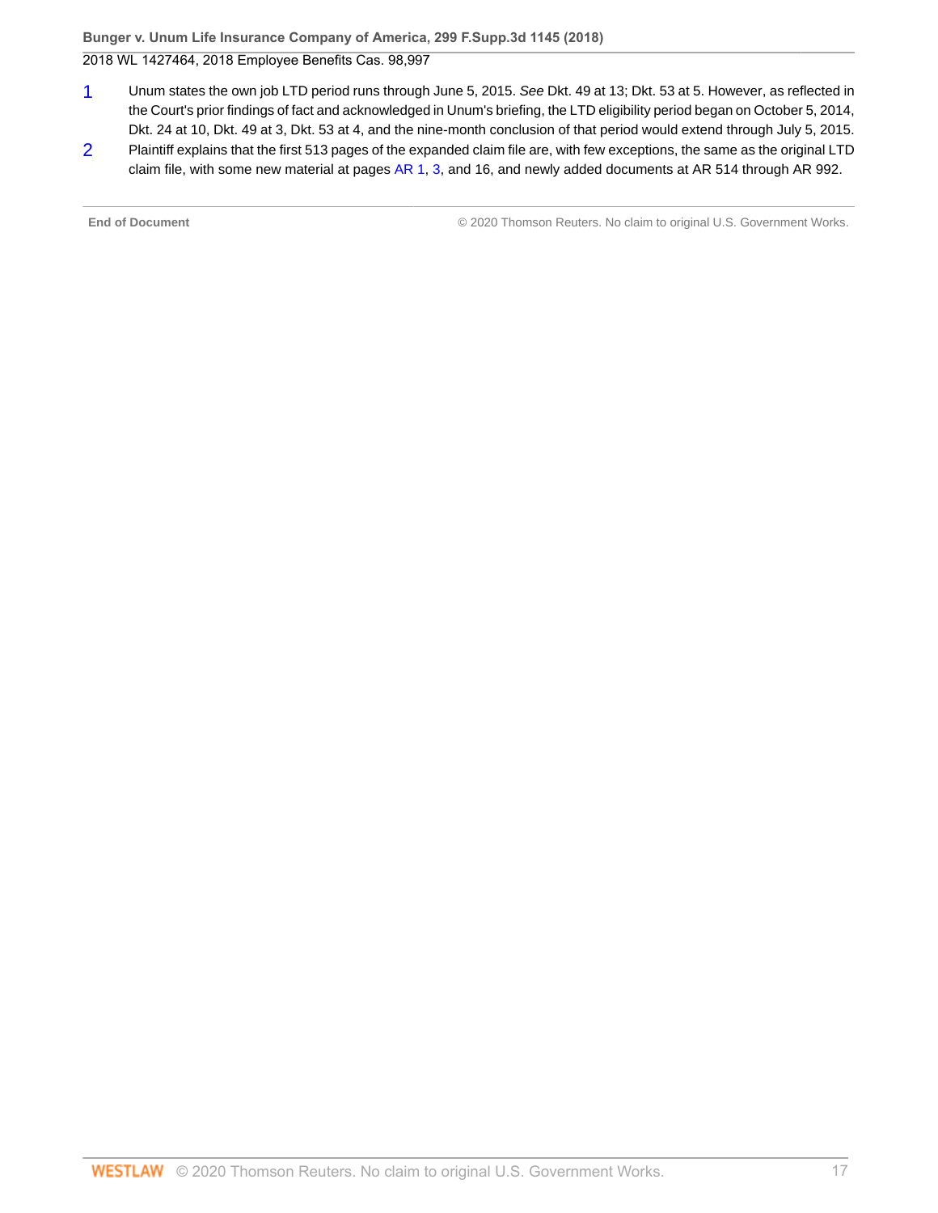1 Unum states the own job LTD period runs through June 5, 2015. *See* Dkt. 49 at 13; Dkt. 53 at 5. However, as reflected in the Court's prior findings of fact and acknowledged in Unum's briefing, the LTD eligibility period began on October 5, 2014, Dkt. 24 at 10, Dkt. 49 at 3, Dkt. 53 at 4, and the nine-month conclusion of that period would extend through July 5, 2015.

2 Plaintiff explains that the first 513 pages of the expanded claim file are, with few exceptions, the same as the original LTD claim file, with some new material at pages AR 1, 3, and 16, and newly added documents at AR 514 through AR 992.

**End of Document** © 2020 Thomson Reuters. No claim to original U.S. Government Works.